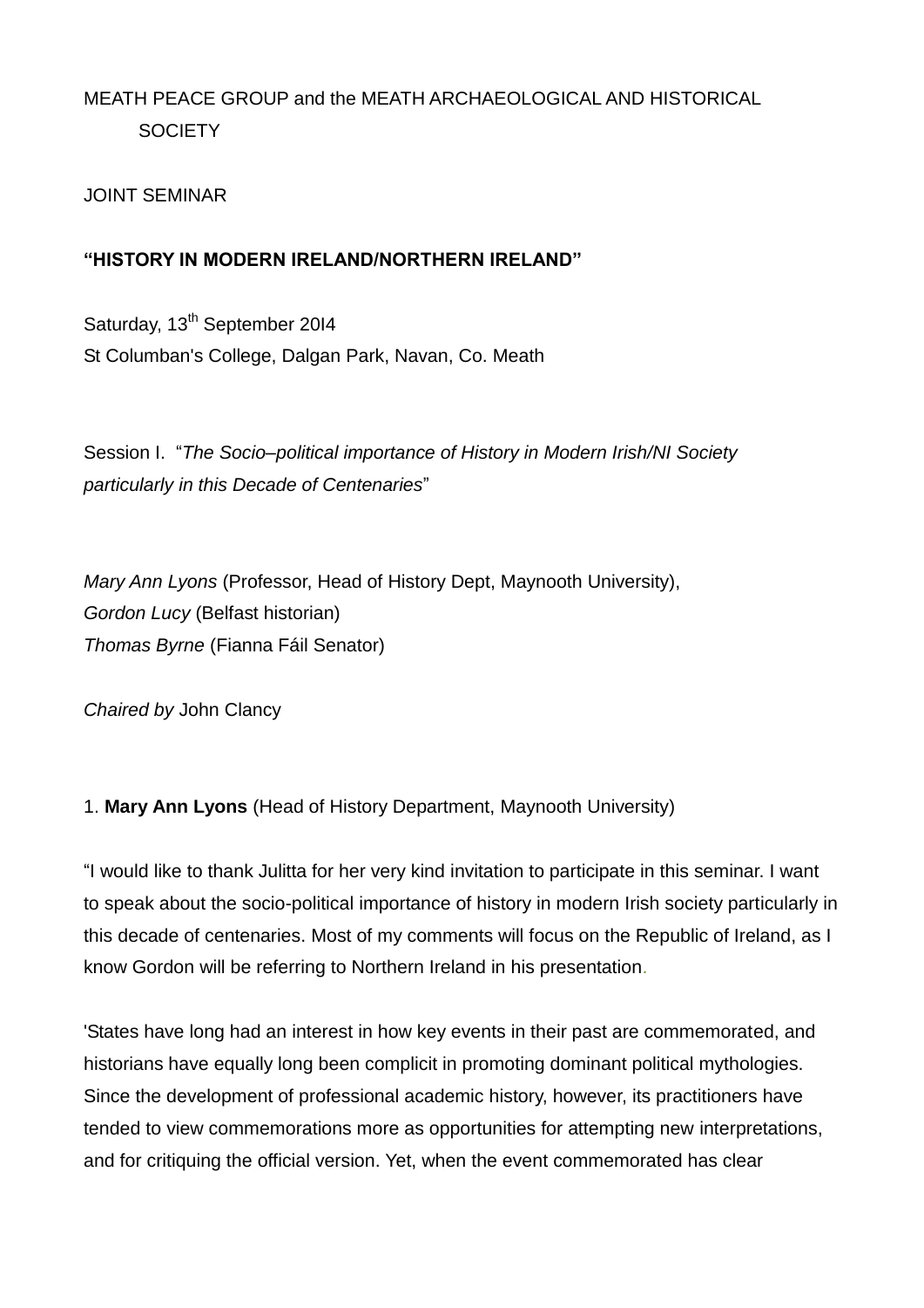MEATH PEACE GROUP and the MEATH ARCHAEOLOGICAL AND HISTORICAL SOCIETY

JOINT SEMINAR

**"HISTORY IN MODERN IRELAND/NORTHERN IRELAND"**

Saturday, 13th September 20I4
St Columban's College, Dalgan Park, Navan, Co. Meath

Session I. "*The Socio–political importance of History in Modern Irish/NI Society particularly in this Decade of Centenaries*"

*Mary Ann Lyons* (Professor, Head of History Dept, Maynooth University),
*Gordon Lucy* (Belfast historian)
*Thomas Byrne* (Fianna Fáil Senator)

*Chaired by* John Clancy

1. **Mary Ann Lyons** (Head of History Department, Maynooth University)

"I would like to thank Julitta for her very kind invitation to participate in this seminar. I want to speak about the socio-political importance of history in modern Irish society particularly in this decade of centenaries. Most of my comments will focus on the Republic of Ireland, as I know Gordon will be referring to Northern Ireland in his presentation.

'States have long had an interest in how key events in their past are commemorated, and historians have equally long been complicit in promoting dominant political mythologies. Since the development of professional academic history, however, its practitioners have tended to view commemorations more as opportunities for attempting new interpretations, and for critiquing the official version. Yet, when the event commemorated has clear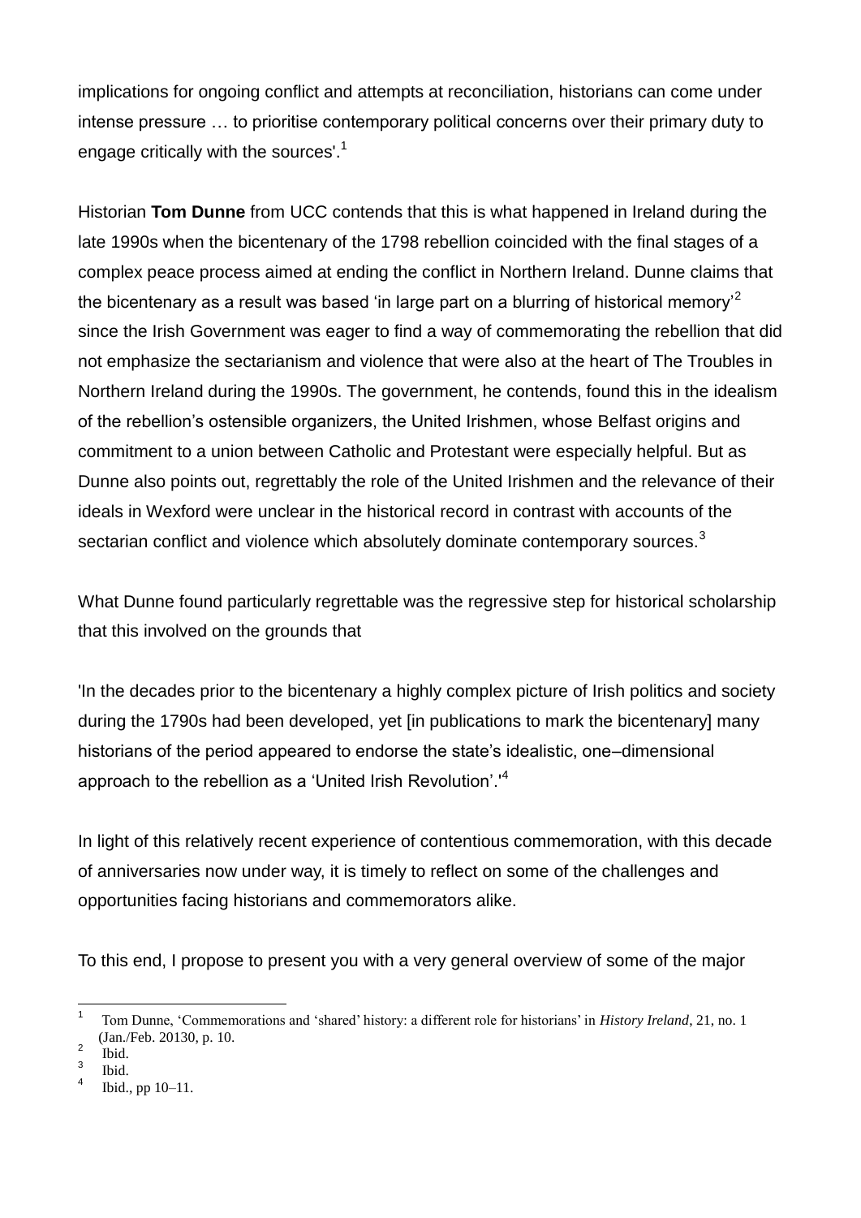implications for ongoing conflict and attempts at reconciliation, historians can come under intense pressure … to prioritise contemporary political concerns over their primary duty to engage critically with the sources'.[1]

Historian **Tom Dunne** from UCC contends that this is what happened in Ireland during the late 1990s when the bicentenary of the 1798 rebellion coincided with the final stages of a complex peace process aimed at ending the conflict in Northern Ireland. Dunne claims that the bicentenary as a result was based 'in large part on a blurring of historical memory'[2] since the Irish Government was eager to find a way of commemorating the rebellion that did not emphasize the sectarianism and violence that were also at the heart of The Troubles in Northern Ireland during the 1990s. The government, he contends, found this in the idealism of the rebellion's ostensible organizers, the United Irishmen, whose Belfast origins and commitment to a union between Catholic and Protestant were especially helpful. But as Dunne also points out, regrettably the role of the United Irishmen and the relevance of their ideals in Wexford were unclear in the historical record in contrast with accounts of the sectarian conflict and violence which absolutely dominate contemporary sources.[3]

What Dunne found particularly regrettable was the regressive step for historical scholarship that this involved on the grounds that

'In the decades prior to the bicentenary a highly complex picture of Irish politics and society during the 1790s had been developed, yet [in publications to mark the bicentenary] many historians of the period appeared to endorse the state's idealistic, one–dimensional approach to the rebellion as a 'United Irish Revolution'.'[4]

In light of this relatively recent experience of contentious commemoration, with this decade of anniversaries now under way, it is timely to reflect on some of the challenges and opportunities facing historians and commemorators alike.

To this end, I propose to present you with a very general overview of some of the major

---

[1] Tom Dunne, 'Commemorations and 'shared' history: a different role for historians' in *History Ireland*, 21, no. 1 (Jan./Feb. 20130, p. 10.

[2] Ibid.

[3] Ibid.

[4] Ibid., pp 10–11.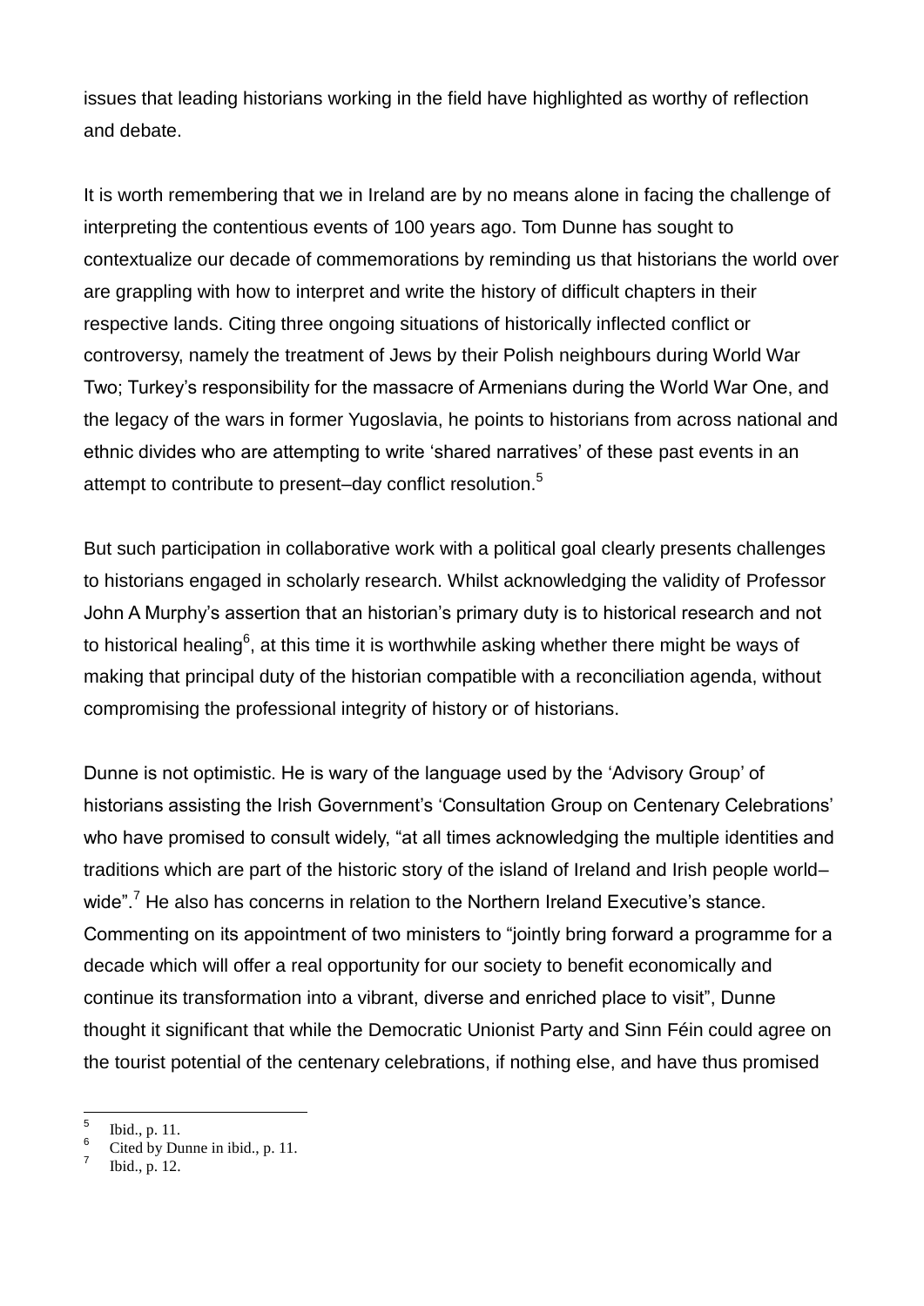issues that leading historians working in the field have highlighted as worthy of reflection and debate.

It is worth remembering that we in Ireland are by no means alone in facing the challenge of interpreting the contentious events of 100 years ago. Tom Dunne has sought to contextualize our decade of commemorations by reminding us that historians the world over are grappling with how to interpret and write the history of difficult chapters in their respective lands. Citing three ongoing situations of historically inflected conflict or controversy, namely the treatment of Jews by their Polish neighbours during World War Two; Turkey's responsibility for the massacre of Armenians during the World War One, and the legacy of the wars in former Yugoslavia, he points to historians from across national and ethnic divides who are attempting to write 'shared narratives' of these past events in an attempt to contribute to present–day conflict resolution.[5]

But such participation in collaborative work with a political goal clearly presents challenges to historians engaged in scholarly research. Whilst acknowledging the validity of Professor John A Murphy's assertion that an historian's primary duty is to historical research and not to historical healing[6], at this time it is worthwhile asking whether there might be ways of making that principal duty of the historian compatible with a reconciliation agenda, without compromising the professional integrity of history or of historians.

Dunne is not optimistic. He is wary of the language used by the 'Advisory Group' of historians assisting the Irish Government's 'Consultation Group on Centenary Celebrations' who have promised to consult widely, "at all times acknowledging the multiple identities and traditions which are part of the historic story of the island of Ireland and Irish people world–wide".[7] He also has concerns in relation to the Northern Ireland Executive's stance. Commenting on its appointment of two ministers to "jointly bring forward a programme for a decade which will offer a real opportunity for our society to benefit economically and continue its transformation into a vibrant, diverse and enriched place to visit", Dunne thought it significant that while the Democratic Unionist Party and Sinn Féin could agree on the tourist potential of the centenary celebrations, if nothing else, and have thus promised

[5] Ibid., p. 11.

[6] Cited by Dunne in ibid., p. 11.

[7] Ibid., p. 12.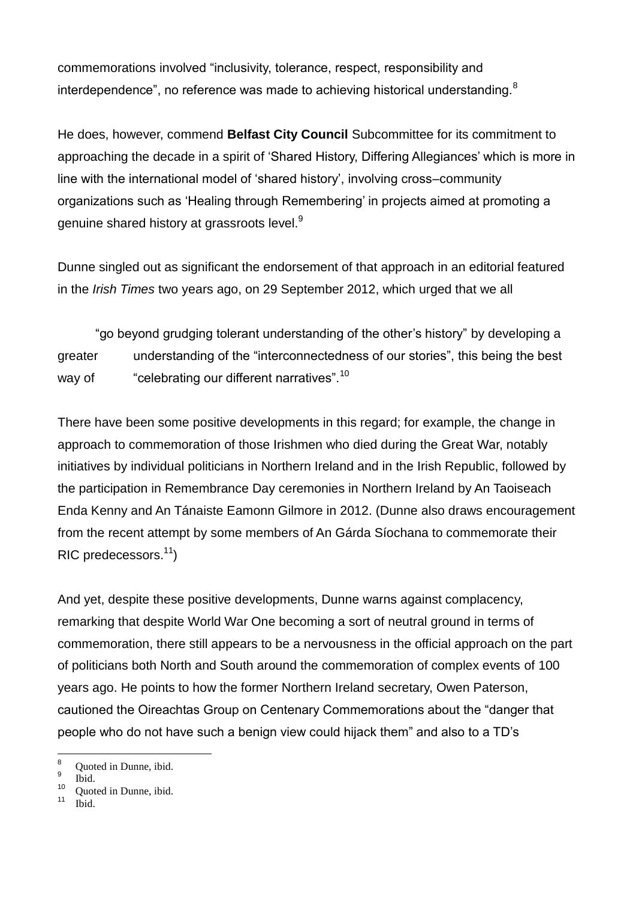commemorations involved “inclusivity, tolerance, respect, responsibility and interdependence”, no reference was made to achieving historical understanding.[8]

He does, however, commend **Belfast City Council** Subcommittee for its commitment to approaching the decade in a spirit of ‘Shared History, Differing Allegiances’ which is more in line with the international model of ‘shared history’, involving cross–community organizations such as ‘Healing through Remembering’ in projects aimed at promoting a genuine shared history at grassroots level.[9]

Dunne singled out as significant the endorsement of that approach in an editorial featured in the *Irish Times* two years ago, on 29 September 2012, which urged that we all

> “go beyond grudging tolerant understanding of the other’s history” by developing a greater understanding of the “interconnectedness of our stories”, this being the best way of “celebrating our different narratives”.[10]

There have been some positive developments in this regard; for example, the change in approach to commemoration of those Irishmen who died during the Great War, notably initiatives by individual politicians in Northern Ireland and in the Irish Republic, followed by the participation in Remembrance Day ceremonies in Northern Ireland by An Taoiseach Enda Kenny and An Tánaiste Eamonn Gilmore in 2012. (Dunne also draws encouragement from the recent attempt by some members of An Gárda Síochana to commemorate their RIC predecessors.[11])

And yet, despite these positive developments, Dunne warns against complacency, remarking that despite World War One becoming a sort of neutral ground in terms of commemoration, there still appears to be a nervousness in the official approach on the part of politicians both North and South around the commemoration of complex events of 100 years ago. He points to how the former Northern Ireland secretary, Owen Paterson, cautioned the Oireachtas Group on Centenary Commemorations about the “danger that people who do not have such a benign view could hijack them” and also to a TD’s

---

[8] Quoted in Dunne, ibid.

[9] Ibid.

[10] Quoted in Dunne, ibid.

[11] Ibid.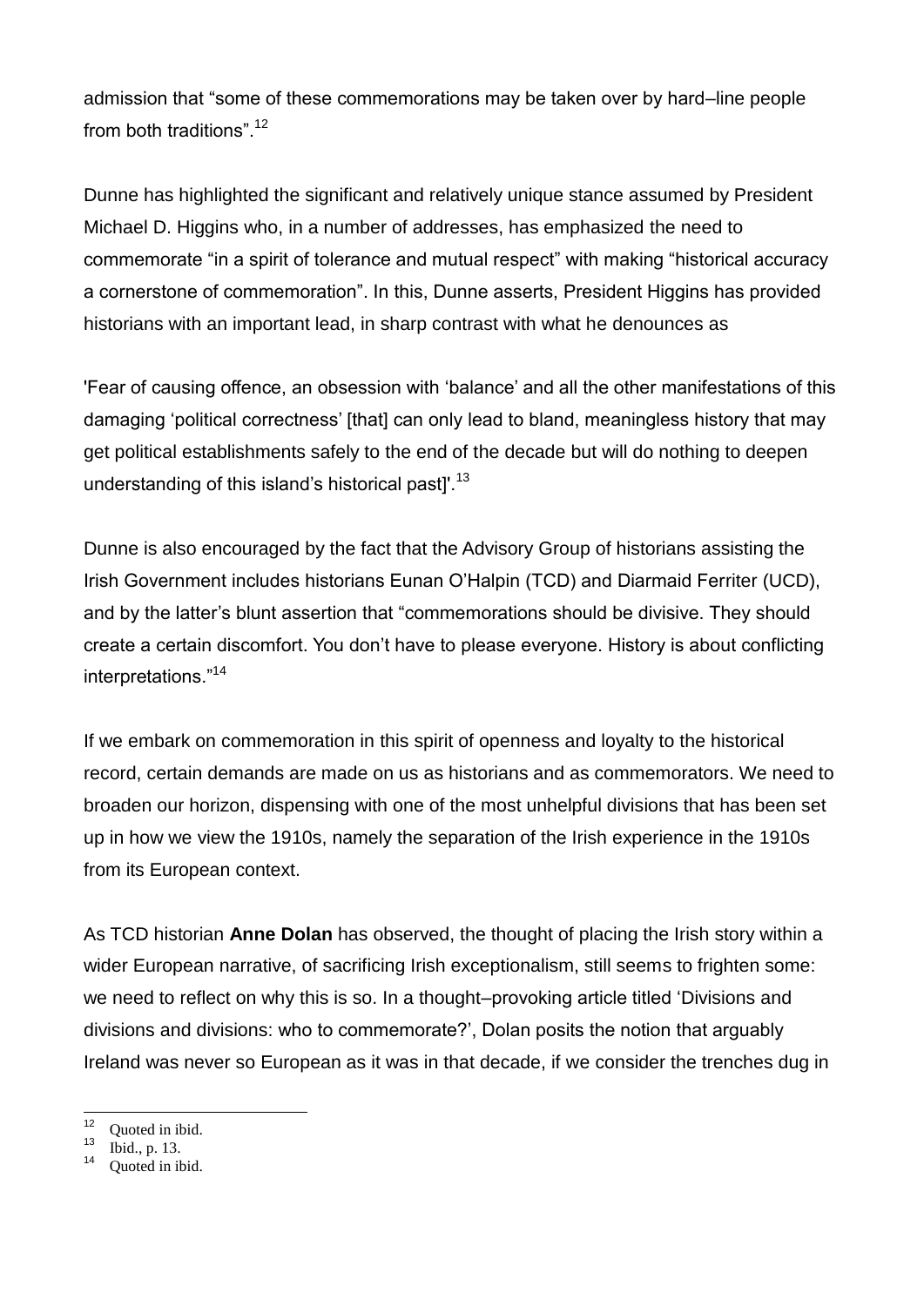admission that “some of these commemorations may be taken over by hard–line people from both traditions”.[12]

Dunne has highlighted the significant and relatively unique stance assumed by President Michael D. Higgins who, in a number of addresses, has emphasized the need to commemorate “in a spirit of tolerance and mutual respect” with making “historical accuracy a cornerstone of commemoration”. In this, Dunne asserts, President Higgins has provided historians with an important lead, in sharp contrast with what he denounces as

'Fear of causing offence, an obsession with ‘balance’ and all the other manifestations of this damaging ‘political correctness’ [that] can only lead to bland, meaningless history that may get political establishments safely to the end of the decade but will do nothing to deepen understanding of this island’s historical past]'.[13]

Dunne is also encouraged by the fact that the Advisory Group of historians assisting the Irish Government includes historians Eunan O’Halpin (TCD) and Diarmaid Ferriter (UCD), and by the latter’s blunt assertion that “commemorations should be divisive. They should create a certain discomfort. You don’t have to please everyone. History is about conflicting interpretations.”[14]

If we embark on commemoration in this spirit of openness and loyalty to the historical record, certain demands are made on us as historians and as commemorators. We need to broaden our horizon, dispensing with one of the most unhelpful divisions that has been set up in how we view the 1910s, namely the separation of the Irish experience in the 1910s from its European context.

As TCD historian **Anne Dolan** has observed, the thought of placing the Irish story within a wider European narrative, of sacrificing Irish exceptionalism, still seems to frighten some: we need to reflect on why this is so. In a thought–provoking article titled ‘Divisions and divisions and divisions: who to commemorate?’, Dolan posits the notion that arguably Ireland was never so European as it was in that decade, if we consider the trenches dug in

---

[12] Quoted in ibid.

[13] Ibid., p. 13.

[14] Quoted in ibid.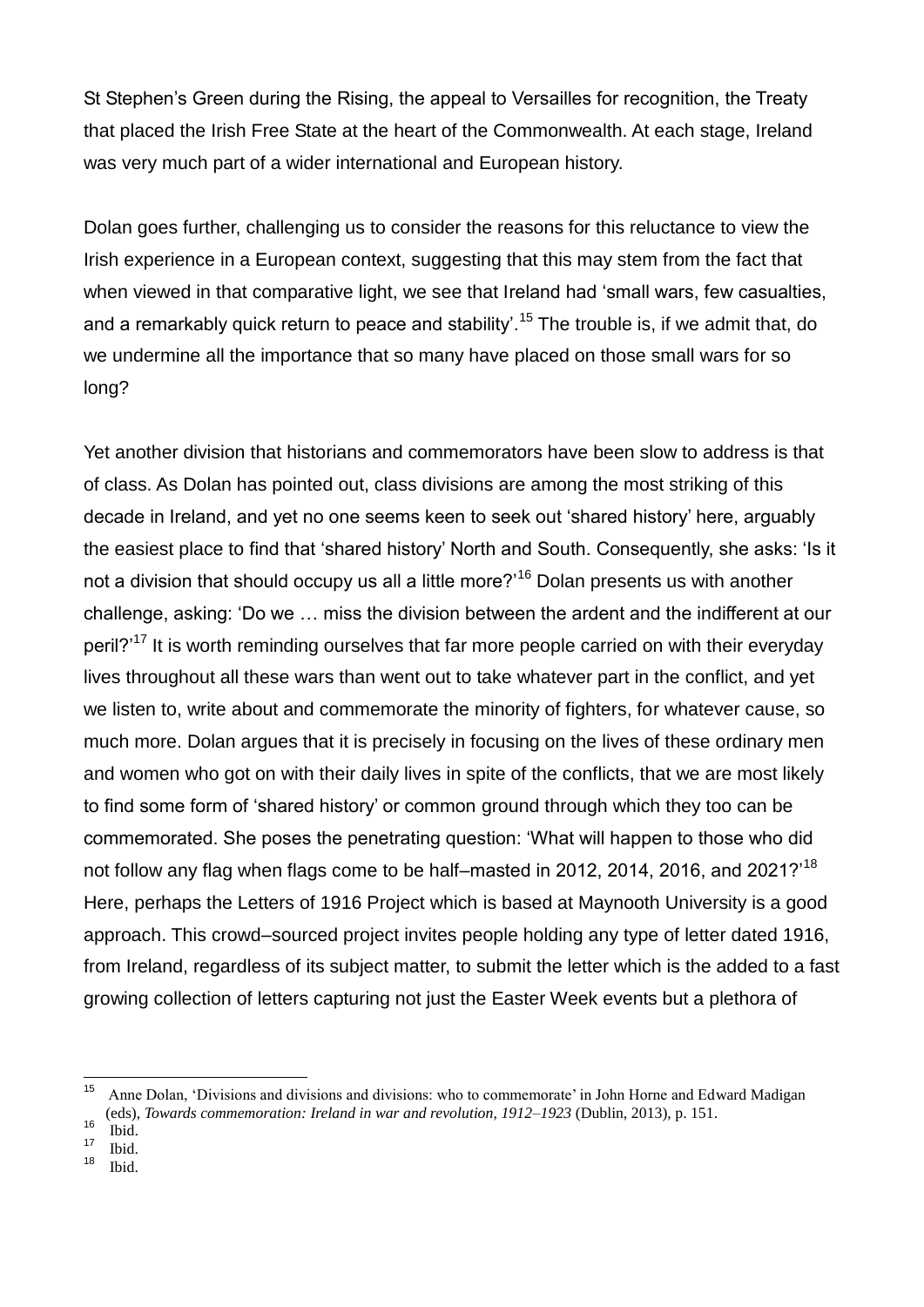St Stephen's Green during the Rising, the appeal to Versailles for recognition, the Treaty that placed the Irish Free State at the heart of the Commonwealth. At each stage, Ireland was very much part of a wider international and European history.

Dolan goes further, challenging us to consider the reasons for this reluctance to view the Irish experience in a European context, suggesting that this may stem from the fact that when viewed in that comparative light, we see that Ireland had 'small wars, few casualties, and a remarkably quick return to peace and stability'.[15] The trouble is, if we admit that, do we undermine all the importance that so many have placed on those small wars for so long?

Yet another division that historians and commemorators have been slow to address is that of class. As Dolan has pointed out, class divisions are among the most striking of this decade in Ireland, and yet no one seems keen to seek out 'shared history' here, arguably the easiest place to find that 'shared history' North and South. Consequently, she asks: 'Is it not a division that should occupy us all a little more?'[16] Dolan presents us with another challenge, asking: 'Do we … miss the division between the ardent and the indifferent at our peril?'[17] It is worth reminding ourselves that far more people carried on with their everyday lives throughout all these wars than went out to take whatever part in the conflict, and yet we listen to, write about and commemorate the minority of fighters, for whatever cause, so much more. Dolan argues that it is precisely in focusing on the lives of these ordinary men and women who got on with their daily lives in spite of the conflicts, that we are most likely to find some form of 'shared history' or common ground through which they too can be commemorated. She poses the penetrating question: 'What will happen to those who did not follow any flag when flags come to be half–masted in 2012, 2014, 2016, and 2021?'[18] Here, perhaps the Letters of 1916 Project which is based at Maynooth University is a good approach. This crowd–sourced project invites people holding any type of letter dated 1916, from Ireland, regardless of its subject matter, to submit the letter which is the added to a fast growing collection of letters capturing not just the Easter Week events but a plethora of

---

[15] Anne Dolan, 'Divisions and divisions and divisions: who to commemorate' in John Horne and Edward Madigan (eds), *Towards commemoration: Ireland in war and revolution, 1912–1923* (Dublin, 2013), p. 151.

[16] Ibid.

[17] Ibid.

[18] Ibid.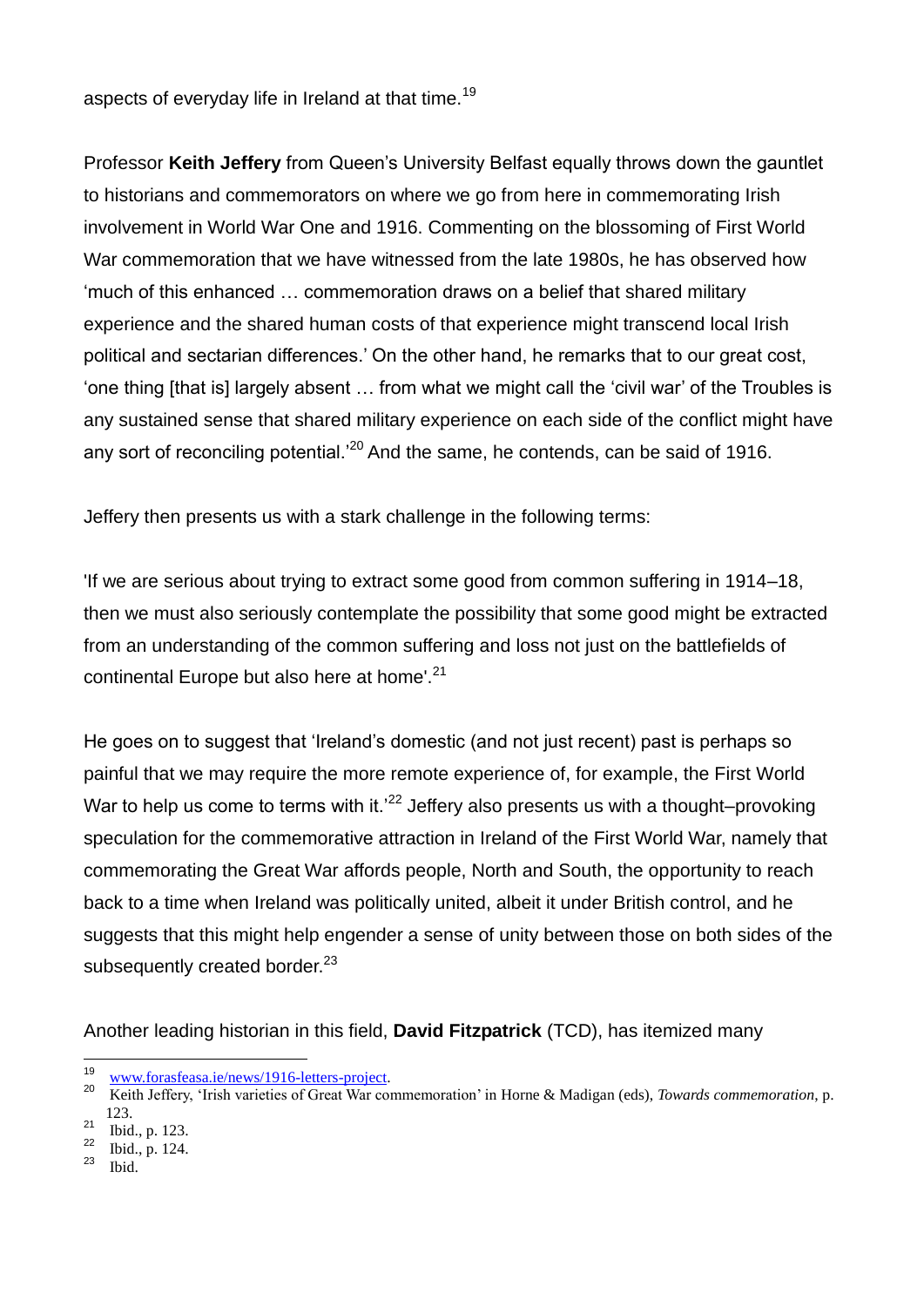aspects of everyday life in Ireland at that time.[19]

Professor **Keith Jeffery** from Queen's University Belfast equally throws down the gauntlet to historians and commemorators on where we go from here in commemorating Irish involvement in World War One and 1916. Commenting on the blossoming of First World War commemoration that we have witnessed from the late 1980s, he has observed how 'much of this enhanced … commemoration draws on a belief that shared military experience and the shared human costs of that experience might transcend local Irish political and sectarian differences.' On the other hand, he remarks that to our great cost, 'one thing [that is] largely absent … from what we might call the 'civil war' of the Troubles is any sustained sense that shared military experience on each side of the conflict might have any sort of reconciling potential.'[20] And the same, he contends, can be said of 1916.

Jeffery then presents us with a stark challenge in the following terms:

'If we are serious about trying to extract some good from common suffering in 1914–18, then we must also seriously contemplate the possibility that some good might be extracted from an understanding of the common suffering and loss not just on the battlefields of continental Europe but also here at home'.[21]

He goes on to suggest that 'Ireland's domestic (and not just recent) past is perhaps so painful that we may require the more remote experience of, for example, the First World War to help us come to terms with it.'[22] Jeffery also presents us with a thought–provoking speculation for the commemorative attraction in Ireland of the First World War, namely that commemorating the Great War affords people, North and South, the opportunity to reach back to a time when Ireland was politically united, albeit it under British control, and he suggests that this might help engender a sense of unity between those on both sides of the subsequently created border.[23]

Another leading historian in this field, **David Fitzpatrick** (TCD), has itemized many

---

[19] www.forasfeasa.ie/news/1916-letters-project.

[20] Keith Jeffery, 'Irish varieties of Great War commemoration' in Horne & Madigan (eds), *Towards commemoration*, p. 123.

[21] Ibid., p. 123.

[22] Ibid., p. 124.

[23] Ibid.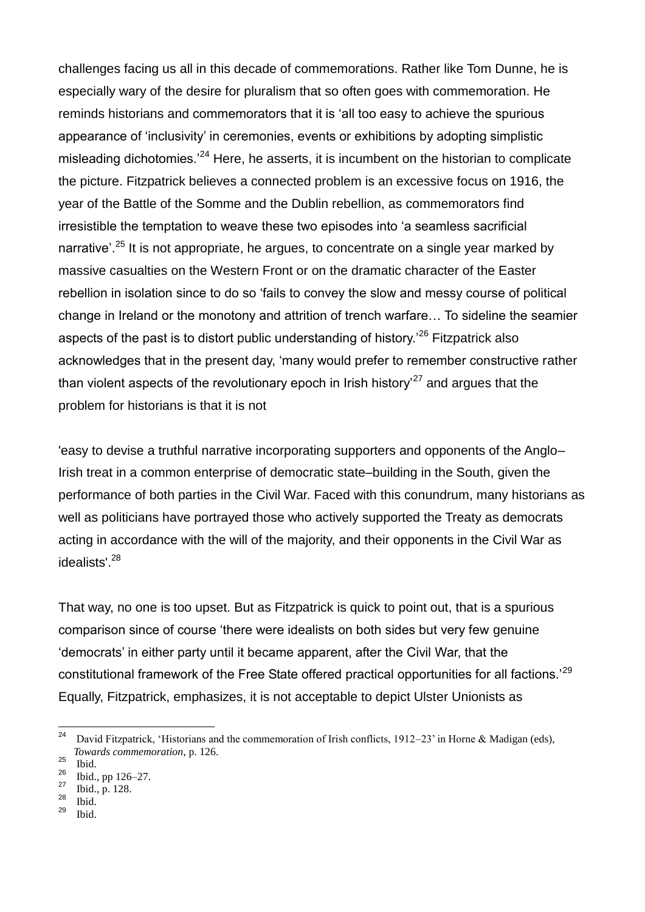challenges facing us all in this decade of commemorations. Rather like Tom Dunne, he is especially wary of the desire for pluralism that so often goes with commemoration. He reminds historians and commemorators that it is 'all too easy to achieve the spurious appearance of 'inclusivity' in ceremonies, events or exhibitions by adopting simplistic misleading dichotomies.'[24] Here, he asserts, it is incumbent on the historian to complicate the picture. Fitzpatrick believes a connected problem is an excessive focus on 1916, the year of the Battle of the Somme and the Dublin rebellion, as commemorators find irresistible the temptation to weave these two episodes into 'a seamless sacrificial narrative'.[25] It is not appropriate, he argues, to concentrate on a single year marked by massive casualties on the Western Front or on the dramatic character of the Easter rebellion in isolation since to do so 'fails to convey the slow and messy course of political change in Ireland or the monotony and attrition of trench warfare… To sideline the seamier aspects of the past is to distort public understanding of history.'[26] Fitzpatrick also acknowledges that in the present day, 'many would prefer to remember constructive rather than violent aspects of the revolutionary epoch in Irish history'[27] and argues that the problem for historians is that it is not

'easy to devise a truthful narrative incorporating supporters and opponents of the Anglo–Irish treat in a common enterprise of democratic state–building in the South, given the performance of both parties in the Civil War. Faced with this conundrum, many historians as well as politicians have portrayed those who actively supported the Treaty as democrats acting in accordance with the will of the majority, and their opponents in the Civil War as idealists'.[28]

That way, no one is too upset. But as Fitzpatrick is quick to point out, that is a spurious comparison since of course 'there were idealists on both sides but very few genuine 'democrats' in either party until it became apparent, after the Civil War, that the constitutional framework of the Free State offered practical opportunities for all factions.'[29] Equally, Fitzpatrick, emphasizes, it is not acceptable to depict Ulster Unionists as

---

[24] David Fitzpatrick, 'Historians and the commemoration of Irish conflicts, 1912–23' in Horne & Madigan (eds), *Towards commemoration*, p. 126.

[25] Ibid.

[26] Ibid., pp 126–27.

[27] Ibid., p. 128.

[28] Ibid.

[29] Ibid.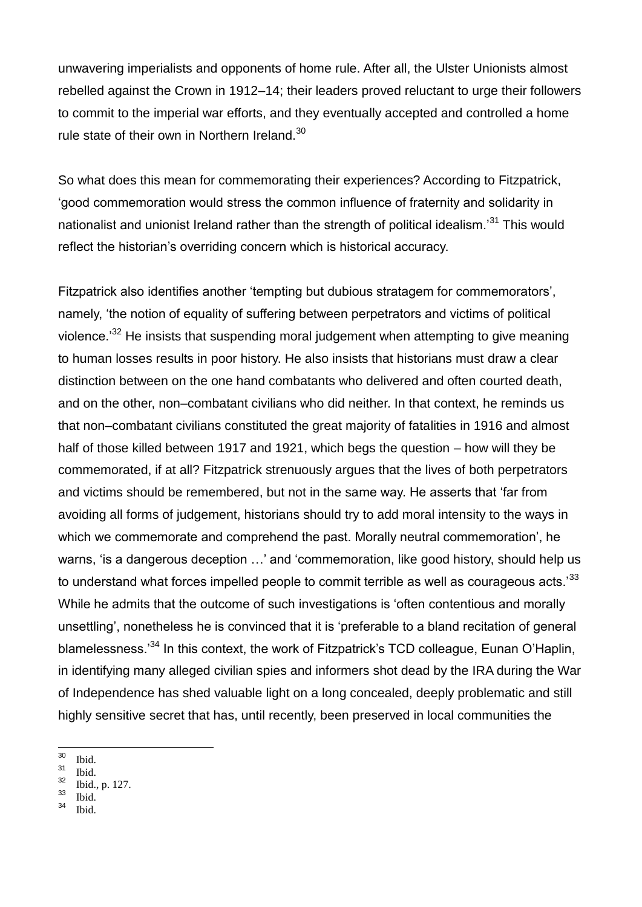unwavering imperialists and opponents of home rule. After all, the Ulster Unionists almost rebelled against the Crown in 1912–14; their leaders proved reluctant to urge their followers to commit to the imperial war efforts, and they eventually accepted and controlled a home rule state of their own in Northern Ireland.[30]

So what does this mean for commemorating their experiences? According to Fitzpatrick, 'good commemoration would stress the common influence of fraternity and solidarity in nationalist and unionist Ireland rather than the strength of political idealism.'[31] This would reflect the historian's overriding concern which is historical accuracy.

Fitzpatrick also identifies another 'tempting but dubious stratagem for commemorators', namely, 'the notion of equality of suffering between perpetrators and victims of political violence.'[32] He insists that suspending moral judgement when attempting to give meaning to human losses results in poor history. He also insists that historians must draw a clear distinction between on the one hand combatants who delivered and often courted death, and on the other, non–combatant civilians who did neither. In that context, he reminds us that non–combatant civilians constituted the great majority of fatalities in 1916 and almost half of those killed between 1917 and 1921, which begs the question – how will they be commemorated, if at all? Fitzpatrick strenuously argues that the lives of both perpetrators and victims should be remembered, but not in the same way. He asserts that 'far from avoiding all forms of judgement, historians should try to add moral intensity to the ways in which we commemorate and comprehend the past. Morally neutral commemoration', he warns, 'is a dangerous deception …' and 'commemoration, like good history, should help us to understand what forces impelled people to commit terrible as well as courageous acts.'[33] While he admits that the outcome of such investigations is 'often contentious and morally unsettling', nonetheless he is convinced that it is 'preferable to a bland recitation of general blamelessness.'[34] In this context, the work of Fitzpatrick's TCD colleague, Eunan O'Haplin, in identifying many alleged civilian spies and informers shot dead by the IRA during the War of Independence has shed valuable light on a long concealed, deeply problematic and still highly sensitive secret that has, until recently, been preserved in local communities the

---

[30] Ibid.
[31] Ibid.
[32] Ibid., p. 127.
[33] Ibid.
[34] Ibid.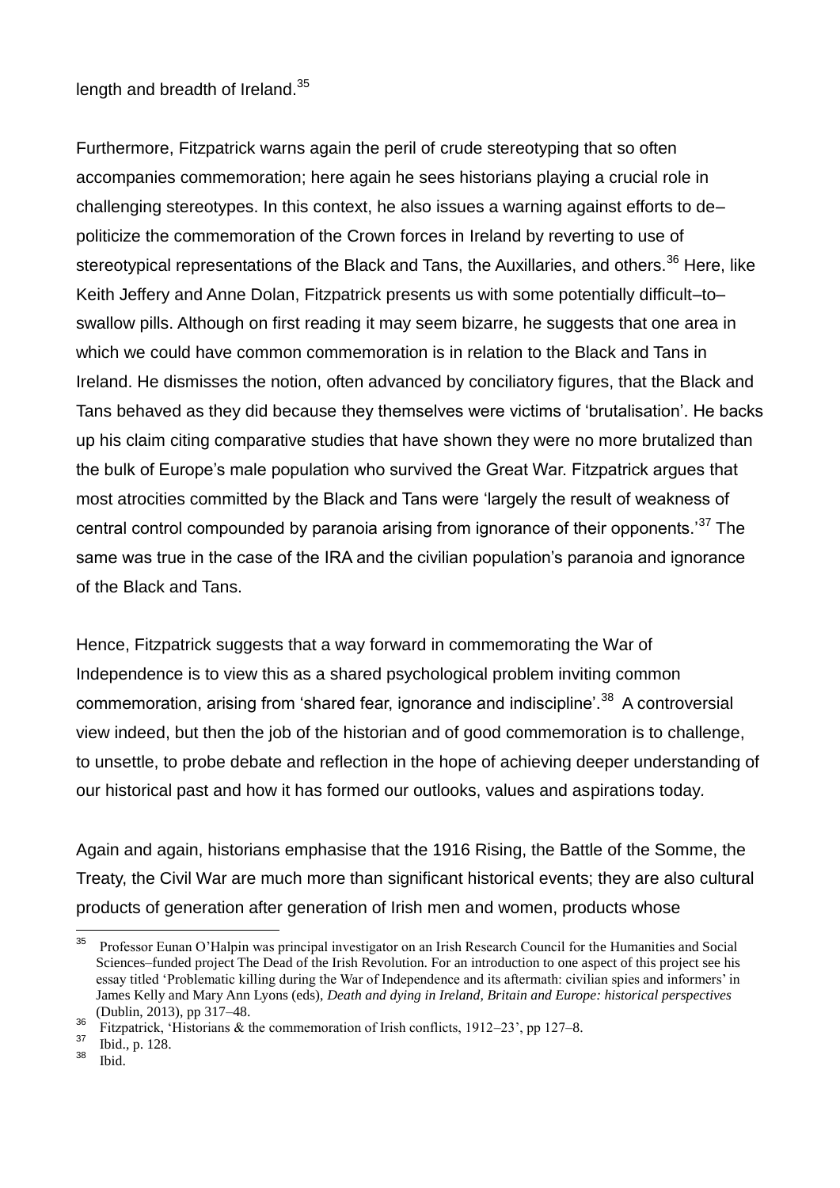length and breadth of Ireland.[35]

Furthermore, Fitzpatrick warns again the peril of crude stereotyping that so often accompanies commemoration; here again he sees historians playing a crucial role in challenging stereotypes. In this context, he also issues a warning against efforts to de–politicize the commemoration of the Crown forces in Ireland by reverting to use of stereotypical representations of the Black and Tans, the Auxillaries, and others.[36] Here, like Keith Jeffery and Anne Dolan, Fitzpatrick presents us with some potentially difficult–to–swallow pills. Although on first reading it may seem bizarre, he suggests that one area in which we could have common commemoration is in relation to the Black and Tans in Ireland. He dismisses the notion, often advanced by conciliatory figures, that the Black and Tans behaved as they did because they themselves were victims of 'brutalisation'. He backs up his claim citing comparative studies that have shown they were no more brutalized than the bulk of Europe's male population who survived the Great War. Fitzpatrick argues that most atrocities committed by the Black and Tans were 'largely the result of weakness of central control compounded by paranoia arising from ignorance of their opponents.'[37] The same was true in the case of the IRA and the civilian population's paranoia and ignorance of the Black and Tans.

Hence, Fitzpatrick suggests that a way forward in commemorating the War of Independence is to view this as a shared psychological problem inviting common commemoration, arising from 'shared fear, ignorance and indiscipline'.[38] A controversial view indeed, but then the job of the historian and of good commemoration is to challenge, to unsettle, to probe debate and reflection in the hope of achieving deeper understanding of our historical past and how it has formed our outlooks, values and aspirations today.

Again and again, historians emphasise that the 1916 Rising, the Battle of the Somme, the Treaty, the Civil War are much more than significant historical events; they are also cultural products of generation after generation of Irish men and women, products whose

---

[35] Professor Eunan O'Halpin was principal investigator on an Irish Research Council for the Humanities and Social Sciences–funded project The Dead of the Irish Revolution. For an introduction to one aspect of this project see his essay titled 'Problematic killing during the War of Independence and its aftermath: civilian spies and informers' in James Kelly and Mary Ann Lyons (eds), *Death and dying in Ireland, Britain and Europe: historical perspectives* (Dublin, 2013), pp 317–48.

[36] Fitzpatrick, 'Historians & the commemoration of Irish conflicts, 1912–23', pp 127–8.

[37] Ibid., p. 128.

[38] Ibid.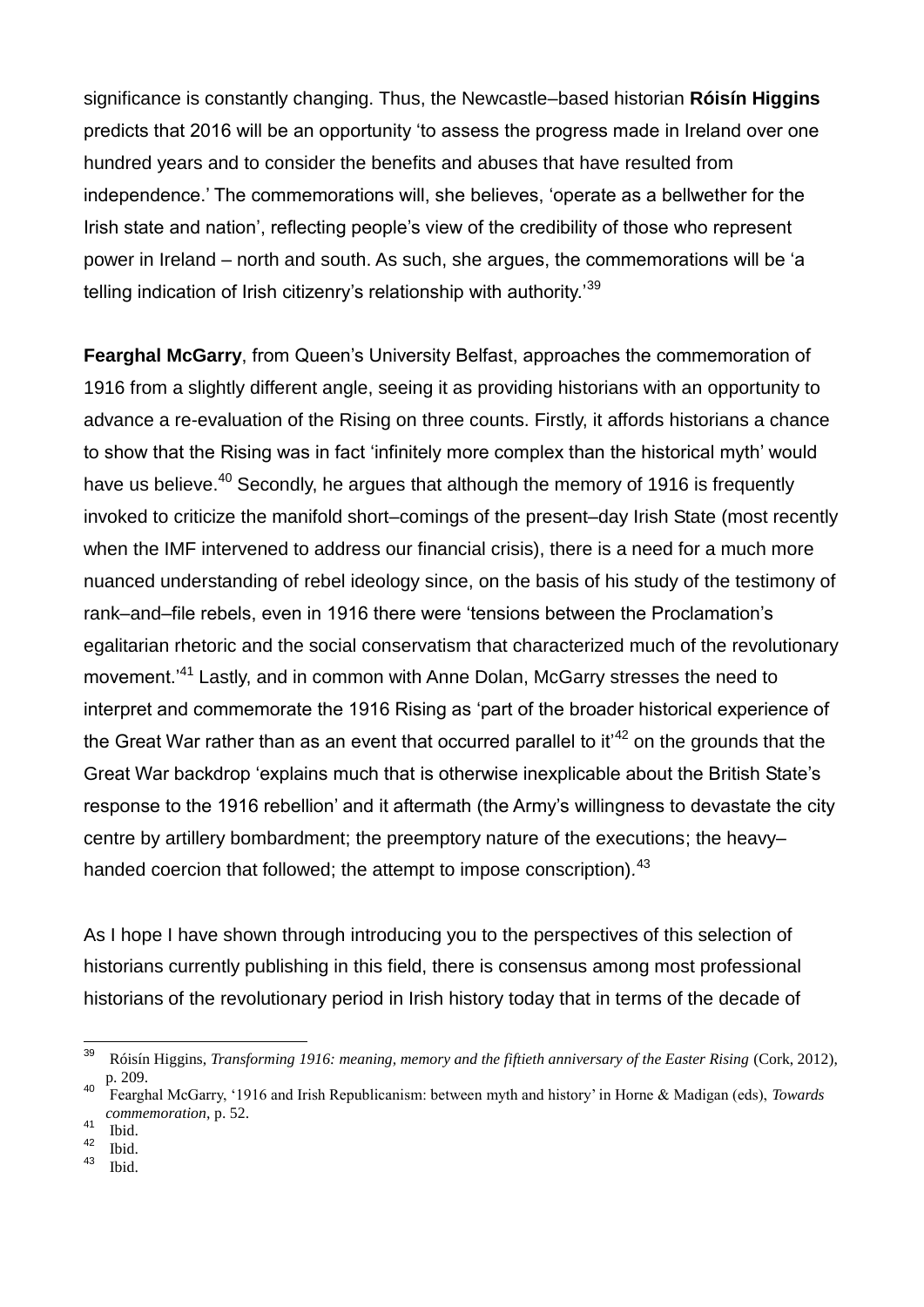significance is constantly changing. Thus, the Newcastle–based historian **Róisín Higgins** predicts that 2016 will be an opportunity 'to assess the progress made in Ireland over one hundred years and to consider the benefits and abuses that have resulted from independence.' The commemorations will, she believes, 'operate as a bellwether for the Irish state and nation', reflecting people's view of the credibility of those who represent power in Ireland – north and south. As such, she argues, the commemorations will be 'a telling indication of Irish citizenry's relationship with authority.'[39]

**Fearghal McGarry**, from Queen's University Belfast, approaches the commemoration of 1916 from a slightly different angle, seeing it as providing historians with an opportunity to advance a re-evaluation of the Rising on three counts. Firstly, it affords historians a chance to show that the Rising was in fact 'infinitely more complex than the historical myth' would have us believe.[40] Secondly, he argues that although the memory of 1916 is frequently invoked to criticize the manifold short–comings of the present–day Irish State (most recently when the IMF intervened to address our financial crisis), there is a need for a much more nuanced understanding of rebel ideology since, on the basis of his study of the testimony of rank–and–file rebels, even in 1916 there were 'tensions between the Proclamation's egalitarian rhetoric and the social conservatism that characterized much of the revolutionary movement.'[41] Lastly, and in common with Anne Dolan, McGarry stresses the need to interpret and commemorate the 1916 Rising as 'part of the broader historical experience of the Great War rather than as an event that occurred parallel to it'[42] on the grounds that the Great War backdrop 'explains much that is otherwise inexplicable about the British State's response to the 1916 rebellion' and it aftermath (the Army's willingness to devastate the city centre by artillery bombardment; the preemptory nature of the executions; the heavy–handed coercion that followed; the attempt to impose conscription).[43]

As I hope I have shown through introducing you to the perspectives of this selection of historians currently publishing in this field, there is consensus among most professional historians of the revolutionary period in Irish history today that in terms of the decade of

---

[39] Róisín Higgins, *Transforming 1916: meaning, memory and the fiftieth anniversary of the Easter Rising* (Cork, 2012), p. 209.

[40] Fearghal McGarry, '1916 and Irish Republicanism: between myth and history' in Horne & Madigan (eds), *Towards commemoration*, p. 52.

[41] Ibid.

[42] Ibid.

[43] Ibid.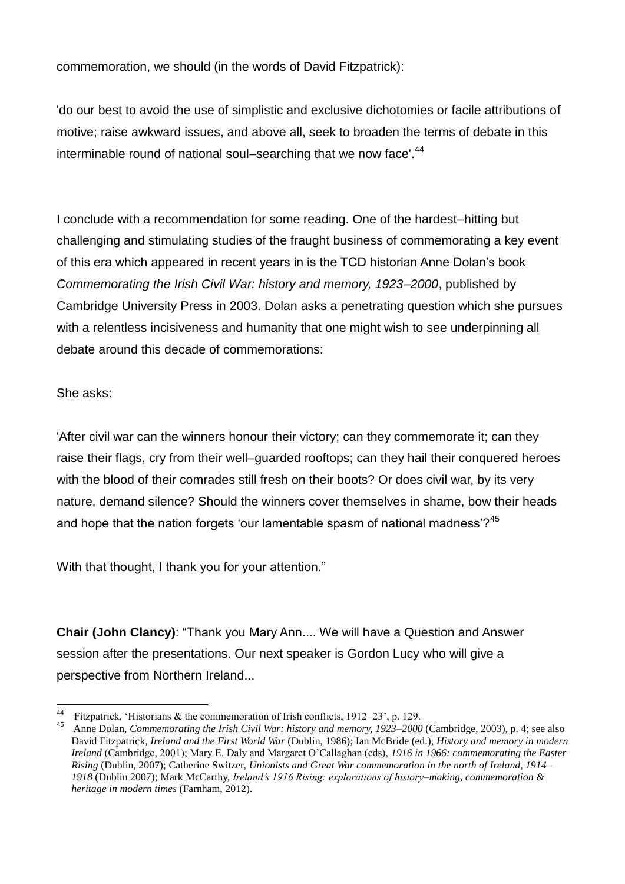commemoration, we should (in the words of David Fitzpatrick):

'do our best to avoid the use of simplistic and exclusive dichotomies or facile attributions of motive; raise awkward issues, and above all, seek to broaden the terms of debate in this interminable round of national soul–searching that we now face'.[44]

I conclude with a recommendation for some reading. One of the hardest–hitting but challenging and stimulating studies of the fraught business of commemorating a key event of this era which appeared in recent years in is the TCD historian Anne Dolan's book *Commemorating the Irish Civil War: history and memory, 1923–2000*, published by Cambridge University Press in 2003. Dolan asks a penetrating question which she pursues with a relentless incisiveness and humanity that one might wish to see underpinning all debate around this decade of commemorations:

She asks:

'After civil war can the winners honour their victory; can they commemorate it; can they raise their flags, cry from their well–guarded rooftops; can they hail their conquered heroes with the blood of their comrades still fresh on their boots? Or does civil war, by its very nature, demand silence? Should the winners cover themselves in shame, bow their heads and hope that the nation forgets 'our lamentable spasm of national madness'?[45]

With that thought, I thank you for your attention."

**Chair (John Clancy)**: "Thank you Mary Ann.... We will have a Question and Answer session after the presentations. Our next speaker is Gordon Lucy who will give a perspective from Northern Ireland...

---

[44] Fitzpatrick, 'Historians & the commemoration of Irish conflicts, 1912–23', p. 129.

[45] Anne Dolan, *Commemorating the Irish Civil War: history and memory, 1923–2000* (Cambridge, 2003), p. 4; see also David Fitzpatrick, *Ireland and the First World War* (Dublin, 1986); Ian McBride (ed.), *History and memory in modern Ireland* (Cambridge, 2001); Mary E. Daly and Margaret O'Callaghan (eds), *1916 in 1966: commemorating the Easter Rising* (Dublin, 2007); Catherine Switzer, *Unionists and Great War commemoration in the north of Ireland, 1914–1918* (Dublin 2007); Mark McCarthy, *Ireland's 1916 Rising: explorations of history–making, commemoration & heritage in modern times* (Farnham, 2012).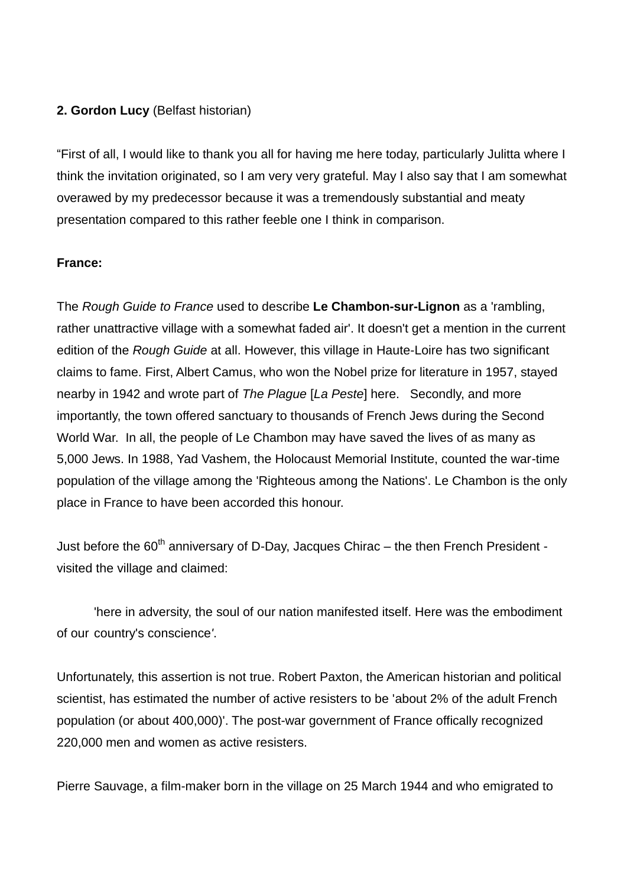**2. Gordon Lucy** (Belfast historian)

“First of all, I would like to thank you all for having me here today, particularly Julitta where I think the invitation originated, so I am very very grateful. May I also say that I am somewhat overawed by my predecessor because it was a tremendously substantial and meaty presentation compared to this rather feeble one I think in comparison.

**France:**

The *Rough Guide to France* used to describe **Le Chambon-sur-Lignon** as a 'rambling, rather unattractive village with a somewhat faded air'. It doesn't get a mention in the current edition of the *Rough Guide* at all. However, this village in Haute-Loire has two significant claims to fame. First, Albert Camus, who won the Nobel prize for literature in 1957, stayed nearby in 1942 and wrote part of *The Plague* [*La Peste*] here. Secondly, and more importantly, the town offered sanctuary to thousands of French Jews during the Second World War. In all, the people of Le Chambon may have saved the lives of as many as 5,000 Jews. In 1988, Yad Vashem, the Holocaust Memorial Institute, counted the war-time population of the village among the 'Righteous among the Nations'. Le Chambon is the only place in France to have been accorded this honour.

Just before the 60th anniversary of D-Day, Jacques Chirac – the then French President - visited the village and claimed:

> 'here in adversity, the soul of our nation manifested itself. Here was the embodiment of our country's conscience'.

Unfortunately, this assertion is not true. Robert Paxton, the American historian and political scientist, has estimated the number of active resisters to be 'about 2% of the adult French population (or about 400,000)'. The post-war government of France offically recognized 220,000 men and women as active resisters.

Pierre Sauvage, a film-maker born in the village on 25 March 1944 and who emigrated to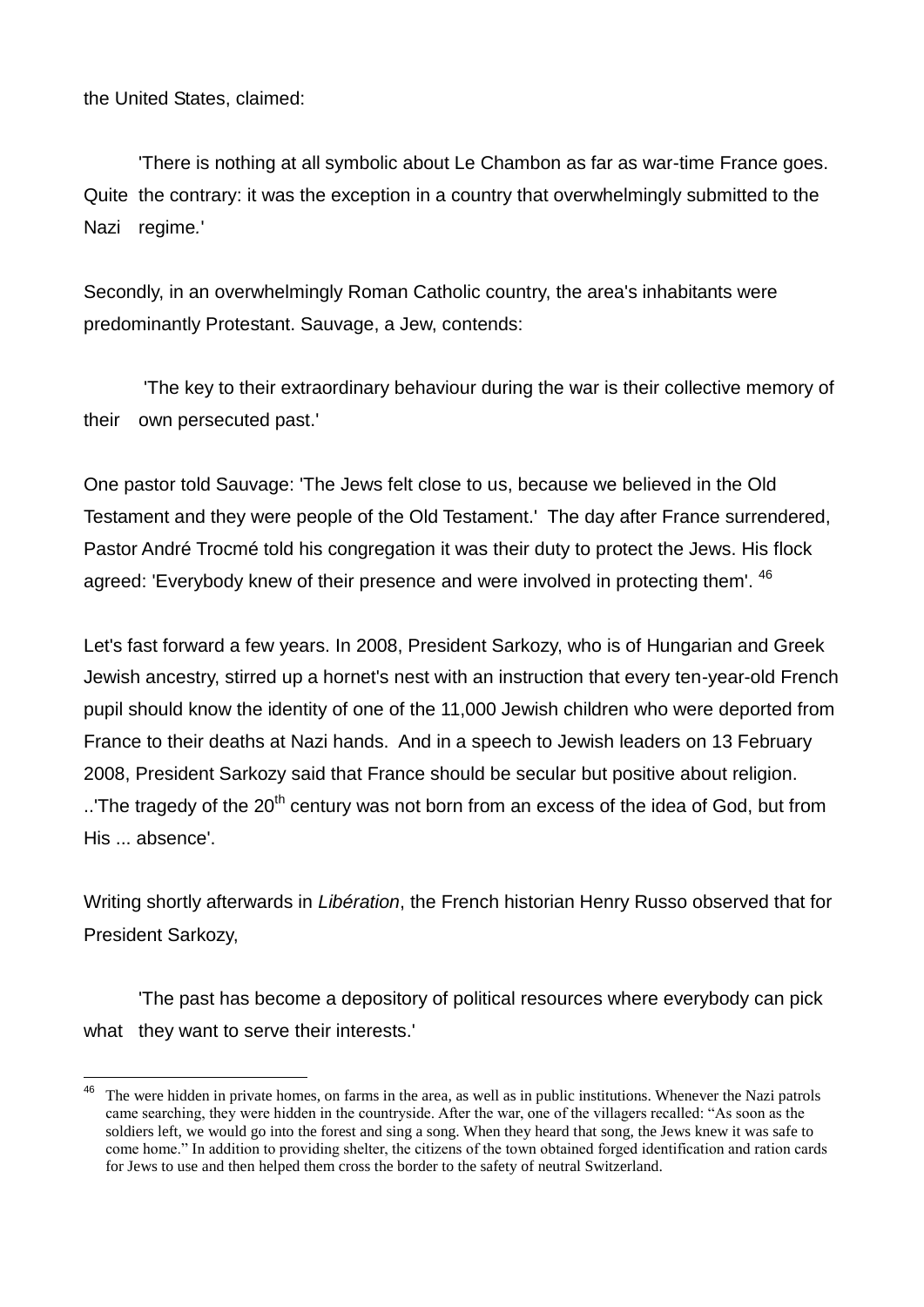the United States, claimed:

> 'There is nothing at all symbolic about Le Chambon as far as war-time France goes. Quite the contrary: it was the exception in a country that overwhelmingly submitted to the Nazi regime.'

Secondly, in an overwhelmingly Roman Catholic country, the area's inhabitants were predominantly Protestant. Sauvage, a Jew, contends:

> 'The key to their extraordinary behaviour during the war is their collective memory of their own persecuted past.'

One pastor told Sauvage: 'The Jews felt close to us, because we believed in the Old Testament and they were people of the Old Testament.' The day after France surrendered, Pastor André Trocmé told his congregation it was their duty to protect the Jews. His flock agreed: 'Everybody knew of their presence and were involved in protecting them'. [46]

Let's fast forward a few years. In 2008, President Sarkozy, who is of Hungarian and Greek Jewish ancestry, stirred up a hornet's nest with an instruction that every ten-year-old French pupil should know the identity of one of the 11,000 Jewish children who were deported from France to their deaths at Nazi hands. And in a speech to Jewish leaders on 13 February 2008, President Sarkozy said that France should be secular but positive about religion. ..'The tragedy of the 20th century was not born from an excess of the idea of God, but from His ... absence'.

Writing shortly afterwards in *Libération*, the French historian Henry Russo observed that for President Sarkozy,

> 'The past has become a depository of political resources where everybody can pick what they want to serve their interests.'

---

[46] The were hidden in private homes, on farms in the area, as well as in public institutions. Whenever the Nazi patrols came searching, they were hidden in the countryside. After the war, one of the villagers recalled: "As soon as the soldiers left, we would go into the forest and sing a song. When they heard that song, the Jews knew it was safe to come home." In addition to providing shelter, the citizens of the town obtained forged identification and ration cards for Jews to use and then helped them cross the border to the safety of neutral Switzerland.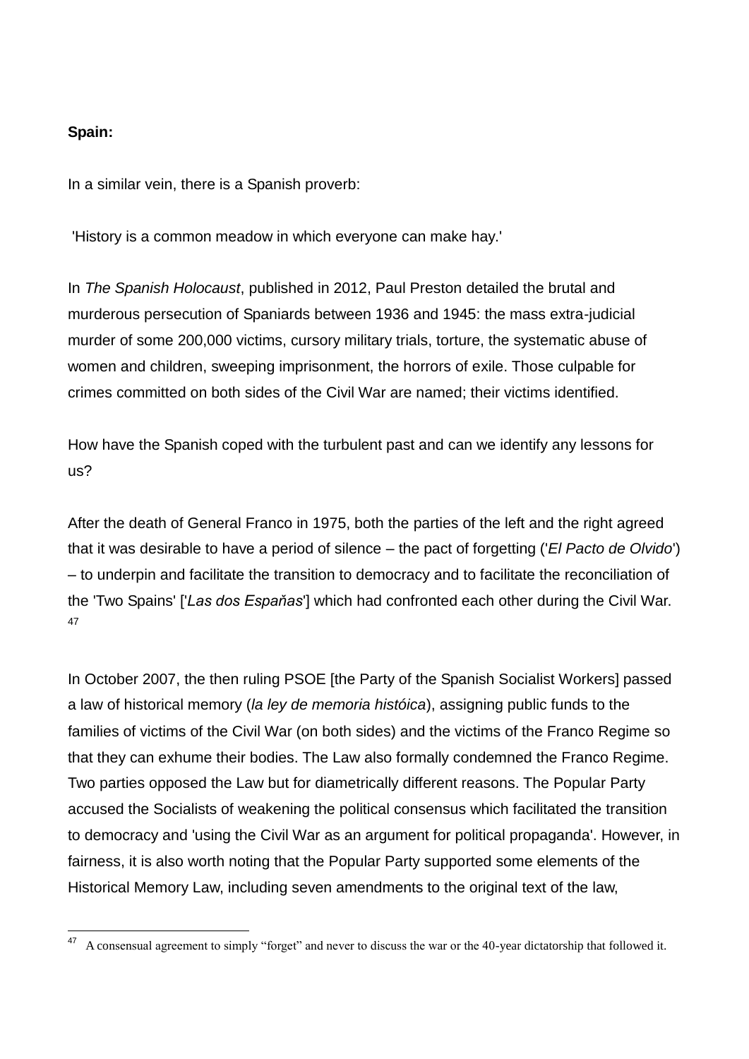**Spain:**

In a similar vein, there is a Spanish proverb:

'History is a common meadow in which everyone can make hay.'

In *The Spanish Holocaust*, published in 2012, Paul Preston detailed the brutal and murderous persecution of Spaniards between 1936 and 1945: the mass extra-judicial murder of some 200,000 victims, cursory military trials, torture, the systematic abuse of women and children, sweeping imprisonment, the horrors of exile. Those culpable for crimes committed on both sides of the Civil War are named; their victims identified.

How have the Spanish coped with the turbulent past and can we identify any lessons for us?

After the death of General Franco in 1975, both the parties of the left and the right agreed that it was desirable to have a period of silence – the pact of forgetting ('*El Pacto de Olvido*') – to underpin and facilitate the transition to democracy and to facilitate the reconciliation of the 'Two Spains' ['*Las dos Espaňas*'] which had confronted each other during the Civil War.[47]

In October 2007, the then ruling PSOE [the Party of the Spanish Socialist Workers] passed a law of historical memory (*la ley de memoria históica*), assigning public funds to the families of victims of the Civil War (on both sides) and the victims of the Franco Regime so that they can exhume their bodies. The Law also formally condemned the Franco Regime. Two parties opposed the Law but for diametrically different reasons. The Popular Party accused the Socialists of weakening the political consensus which facilitated the transition to democracy and 'using the Civil War as an argument for political propaganda'. However, in fairness, it is also worth noting that the Popular Party supported some elements of the Historical Memory Law, including seven amendments to the original text of the law,

[47] A consensual agreement to simply "forget" and never to discuss the war or the 40-year dictatorship that followed it.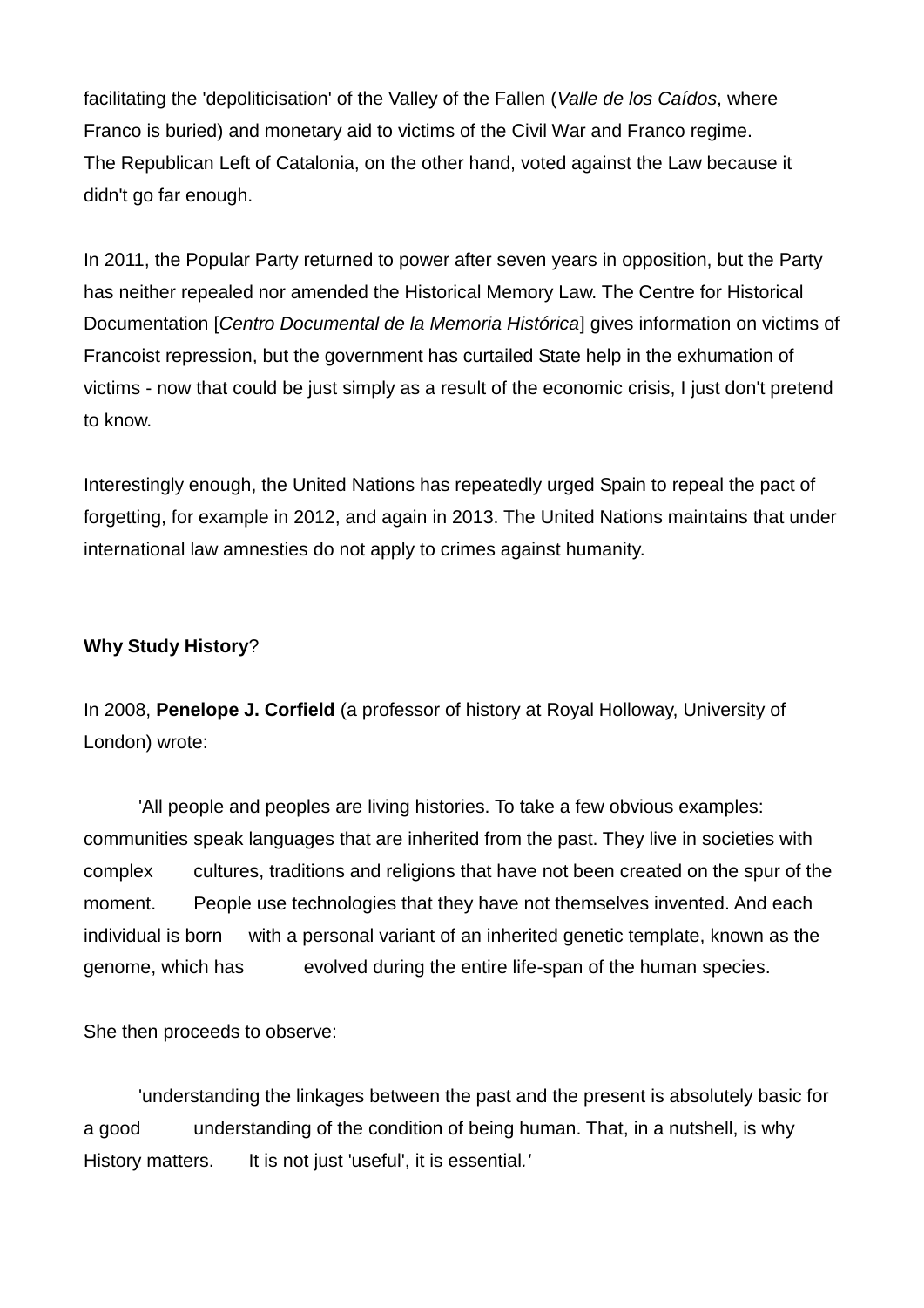facilitating the 'depoliticisation' of the Valley of the Fallen (*Valle de los Caídos*, where Franco is buried) and monetary aid to victims of the Civil War and Franco regime.
The Republican Left of Catalonia, on the other hand, voted against the Law because it didn't go far enough.

In 2011, the Popular Party returned to power after seven years in opposition, but the Party has neither repealed nor amended the Historical Memory Law. The Centre for Historical Documentation [*Centro Documental de la Memoria Histórica*] gives information on victims of Francoist repression, but the government has curtailed State help in the exhumation of victims - now that could be just simply as a result of the economic crisis, I just don't pretend to know.

Interestingly enough, the United Nations has repeatedly urged Spain to repeal the pact of forgetting, for example in 2012, and again in 2013. The United Nations maintains that under international law amnesties do not apply to crimes against humanity.

**Why Study History**?

In 2008, **Penelope J. Corfield** (a professor of history at Royal Holloway, University of London) wrote:

> 'All people and peoples are living histories. To take a few obvious examples: communities speak languages that are inherited from the past. They live in societies with complex cultures, traditions and religions that have not been created on the spur of the moment. People use technologies that they have not themselves invented. And each individual is born with a personal variant of an inherited genetic template, known as the genome, which has evolved during the entire life-span of the human species.

She then proceeds to observe:

> 'understanding the linkages between the past and the present is absolutely basic for a good understanding of the condition of being human. That, in a nutshell, is why History matters. It is not just 'useful', it is essential.'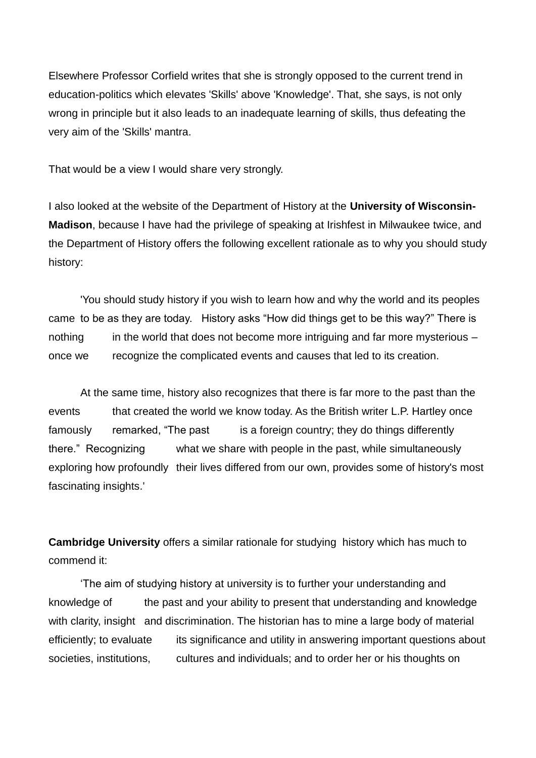Elsewhere Professor Corfield writes that she is strongly opposed to the current trend in education-politics which elevates 'Skills' above 'Knowledge'. That, she says, is not only wrong in principle but it also leads to an inadequate learning of skills, thus defeating the very aim of the 'Skills' mantra.

That would be a view I would share very strongly.

I also looked at the website of the Department of History at the **University of Wisconsin-Madison**, because I have had the privilege of speaking at Irishfest in Milwaukee twice, and the Department of History offers the following excellent rationale as to why you should study history:

> 'You should study history if you wish to learn how and why the world and its peoples came to be as they are today. History asks "How did things get to be this way?" There is nothing in the world that does not become more intriguing and far more mysterious – once we recognize the complicated events and causes that led to its creation.
>
> At the same time, history also recognizes that there is far more to the past than the events that created the world we know today. As the British writer L.P. Hartley once famously remarked, "The past is a foreign country; they do things differently there." Recognizing what we share with people in the past, while simultaneously exploring how profoundly their lives differed from our own, provides some of history's most fascinating insights.'

**Cambridge University** offers a similar rationale for studying history which has much to commend it:

> 'The aim of studying history at university is to further your understanding and knowledge of the past and your ability to present that understanding and knowledge with clarity, insight and discrimination. The historian has to mine a large body of material efficiently; to evaluate its significance and utility in answering important questions about societies, institutions, cultures and individuals; and to order her or his thoughts on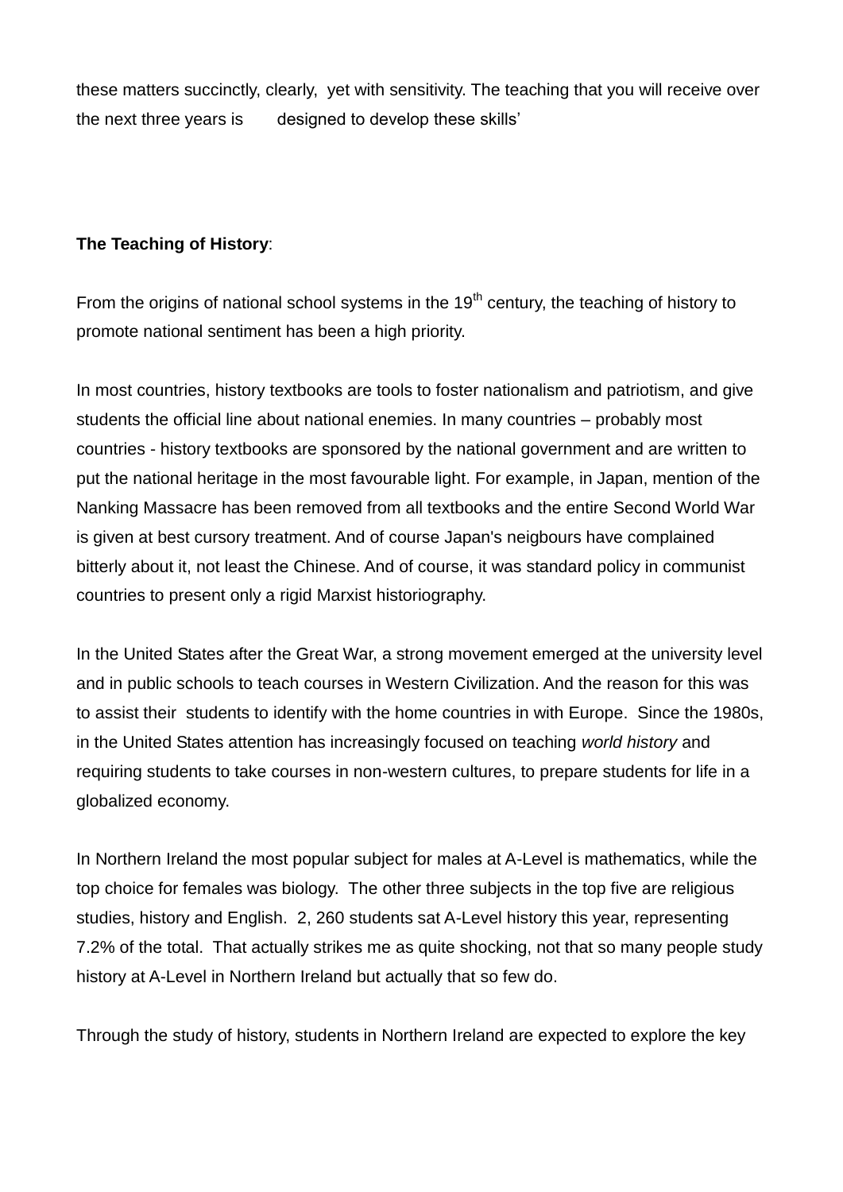these matters succinctly, clearly, yet with sensitivity. The teaching that you will receive over the next three years is designed to develop these skills'

**The Teaching of History**:

From the origins of national school systems in the 19th century, the teaching of history to promote national sentiment has been a high priority.

In most countries, history textbooks are tools to foster nationalism and patriotism, and give students the official line about national enemies. In many countries – probably most countries - history textbooks are sponsored by the national government and are written to put the national heritage in the most favourable light. For example, in Japan, mention of the Nanking Massacre has been removed from all textbooks and the entire Second World War is given at best cursory treatment. And of course Japan's neigbours have complained bitterly about it, not least the Chinese. And of course, it was standard policy in communist countries to present only a rigid Marxist historiography.

In the United States after the Great War, a strong movement emerged at the university level and in public schools to teach courses in Western Civilization. And the reason for this was to assist their students to identify with the home countries in with Europe. Since the 1980s, in the United States attention has increasingly focused on teaching *world history* and requiring students to take courses in non-western cultures, to prepare students for life in a globalized economy.

In Northern Ireland the most popular subject for males at A-Level is mathematics, while the top choice for females was biology. The other three subjects in the top five are religious studies, history and English. 2, 260 students sat A-Level history this year, representing 7.2% of the total. That actually strikes me as quite shocking, not that so many people study history at A-Level in Northern Ireland but actually that so few do.

Through the study of history, students in Northern Ireland are expected to explore the key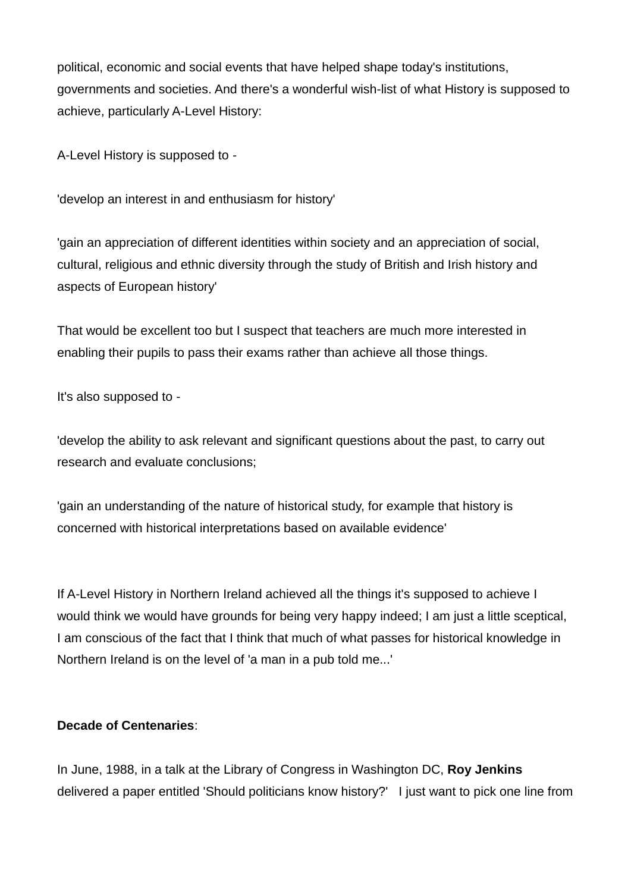political, economic and social events that have helped shape today's institutions, governments and societies. And there's a wonderful wish-list of what History is supposed to achieve, particularly A-Level History:

A-Level History is supposed to -

'develop an interest in and enthusiasm for history'

'gain an appreciation of different identities within society and an appreciation of social, cultural, religious and ethnic diversity through the study of British and Irish history and aspects of European history'

That would be excellent too but I suspect that teachers are much more interested in enabling their pupils to pass their exams rather than achieve all those things.

It's also supposed to -

'develop the ability to ask relevant and significant questions about the past, to carry out research and evaluate conclusions;

'gain an understanding of the nature of historical study, for example that history is concerned with historical interpretations based on available evidence'

If A-Level History in Northern Ireland achieved all the things it's supposed to achieve I would think we would have grounds for being very happy indeed; I am just a little sceptical, I am conscious of the fact that I think that much of what passes for historical knowledge in Northern Ireland is on the level of 'a man in a pub told me...'

**Decade of Centenaries**:

In June, 1988, in a talk at the Library of Congress in Washington DC, **Roy Jenkins** delivered a paper entitled 'Should politicians know history?' I just want to pick one line from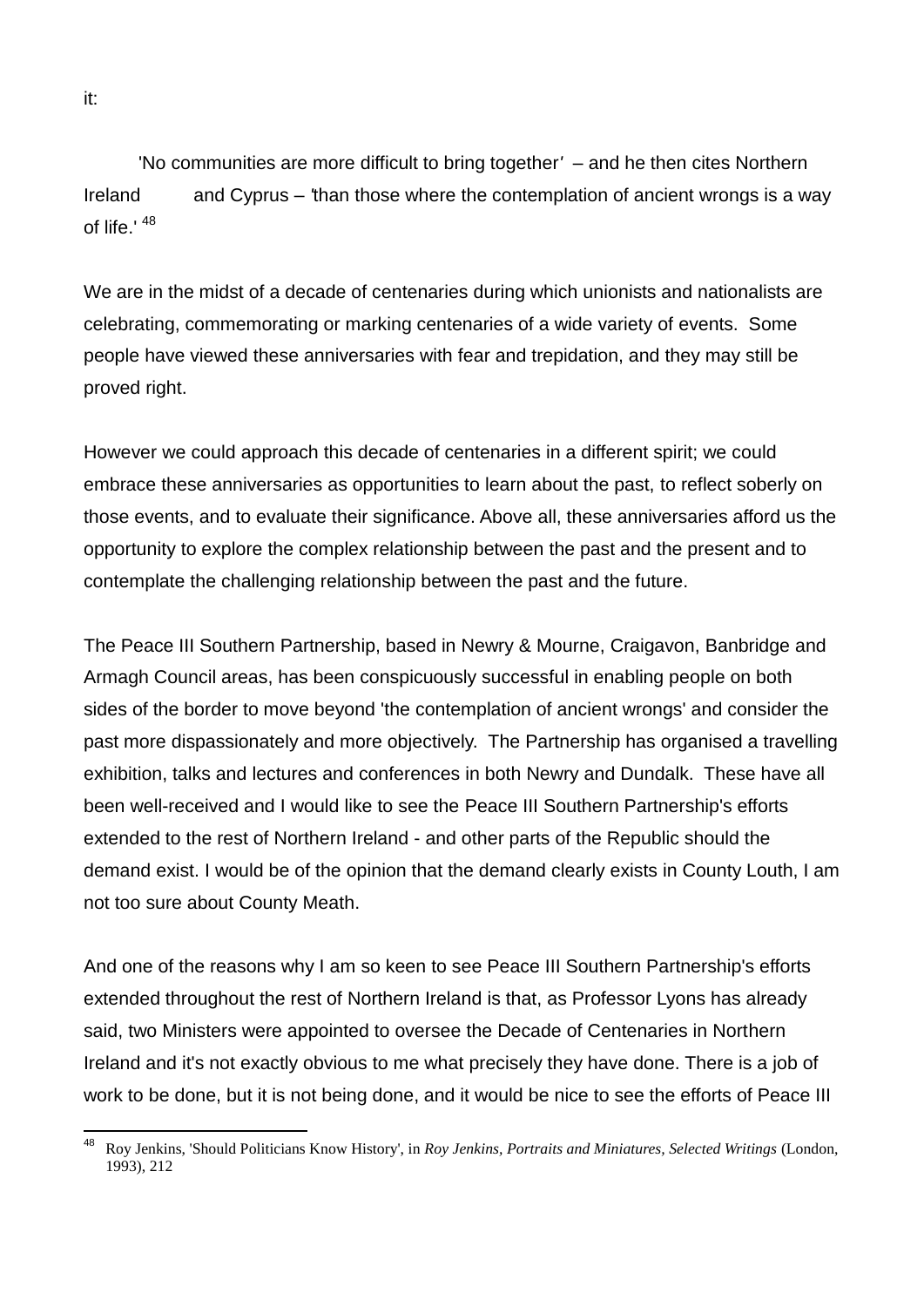it:

'No communities are more difficult to bring together' – and he then cites Northern Ireland and Cyprus – 'than those where the contemplation of ancient wrongs is a way of life.' [48]

We are in the midst of a decade of centenaries during which unionists and nationalists are celebrating, commemorating or marking centenaries of a wide variety of events. Some people have viewed these anniversaries with fear and trepidation, and they may still be proved right.

However we could approach this decade of centenaries in a different spirit; we could embrace these anniversaries as opportunities to learn about the past, to reflect soberly on those events, and to evaluate their significance. Above all, these anniversaries afford us the opportunity to explore the complex relationship between the past and the present and to contemplate the challenging relationship between the past and the future.

The Peace III Southern Partnership, based in Newry & Mourne, Craigavon, Banbridge and Armagh Council areas, has been conspicuously successful in enabling people on both sides of the border to move beyond 'the contemplation of ancient wrongs' and consider the past more dispassionately and more objectively. The Partnership has organised a travelling exhibition, talks and lectures and conferences in both Newry and Dundalk. These have all been well-received and I would like to see the Peace III Southern Partnership's efforts extended to the rest of Northern Ireland - and other parts of the Republic should the demand exist. I would be of the opinion that the demand clearly exists in County Louth, I am not too sure about County Meath.

And one of the reasons why I am so keen to see Peace III Southern Partnership's efforts extended throughout the rest of Northern Ireland is that, as Professor Lyons has already said, two Ministers were appointed to oversee the Decade of Centenaries in Northern Ireland and it's not exactly obvious to me what precisely they have done. There is a job of work to be done, but it is not being done, and it would be nice to see the efforts of Peace III

---

[48] Roy Jenkins, 'Should Politicians Know History', in *Roy Jenkins, Portraits and Miniatures, Selected Writings* (London, 1993), 212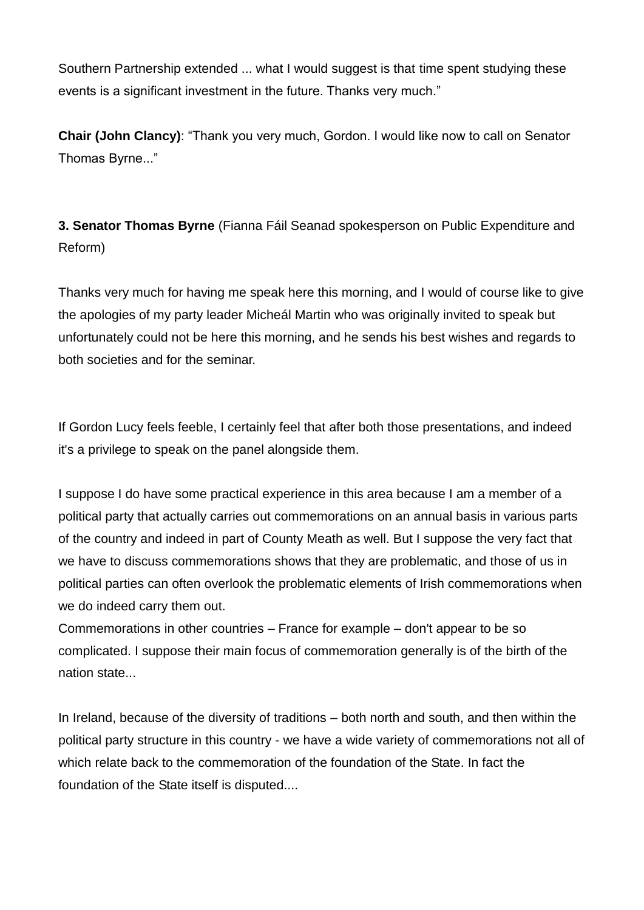Southern Partnership extended ... what I would suggest is that time spent studying these events is a significant investment in the future. Thanks very much."

**Chair (John Clancy)**: "Thank you very much, Gordon. I would like now to call on Senator Thomas Byrne..."

**3. Senator Thomas Byrne** (Fianna Fáil Seanad spokesperson on Public Expenditure and Reform)

Thanks very much for having me speak here this morning, and I would of course like to give the apologies of my party leader Micheál Martin who was originally invited to speak but unfortunately could not be here this morning, and he sends his best wishes and regards to both societies and for the seminar.

If Gordon Lucy feels feeble, I certainly feel that after both those presentations, and indeed it's a privilege to speak on the panel alongside them.

I suppose I do have some practical experience in this area because I am a member of a political party that actually carries out commemorations on an annual basis in various parts of the country and indeed in part of County Meath as well. But I suppose the very fact that we have to discuss commemorations shows that they are problematic, and those of us in political parties can often overlook the problematic elements of Irish commemorations when we do indeed carry them out.

Commemorations in other countries – France for example – don't appear to be so complicated. I suppose their main focus of commemoration generally is of the birth of the nation state...

In Ireland, because of the diversity of traditions – both north and south, and then within the political party structure in this country - we have a wide variety of commemorations not all of which relate back to the commemoration of the foundation of the State. In fact the foundation of the State itself is disputed....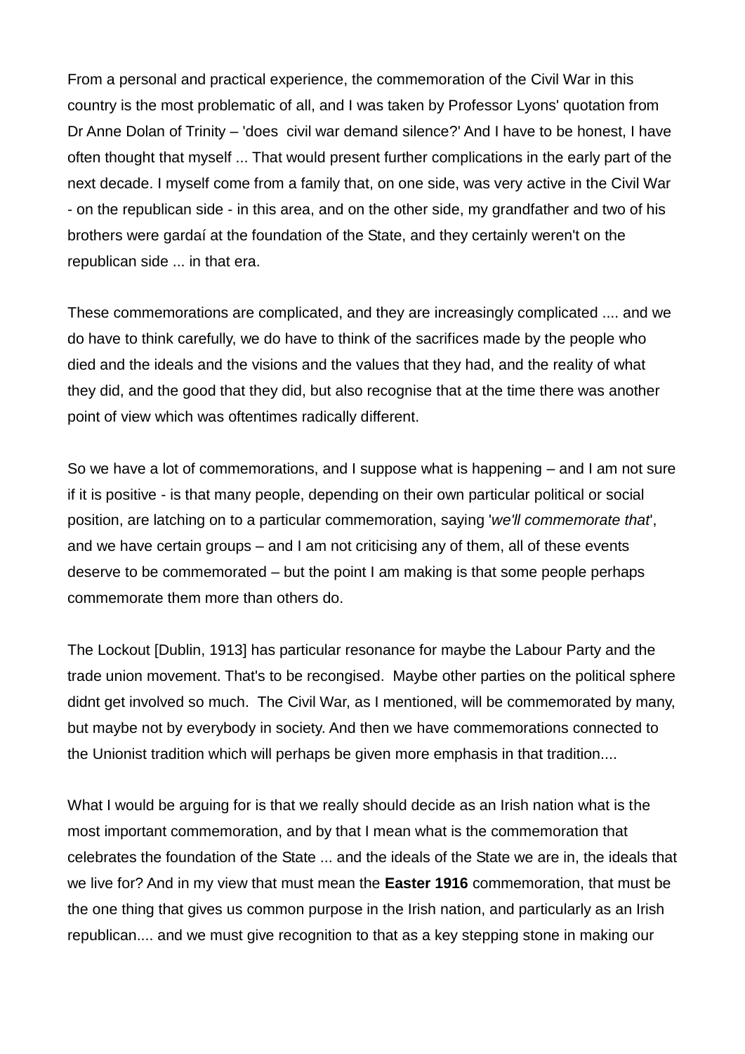From a personal and practical experience, the commemoration of the Civil War in this country is the most problematic of all, and I was taken by Professor Lyons' quotation from Dr Anne Dolan of Trinity – 'does  civil war demand silence?' And I have to be honest, I have often thought that myself ... That would present further complications in the early part of the next decade. I myself come from a family that, on one side, was very active in the Civil War - on the republican side - in this area, and on the other side, my grandfather and two of his brothers were gardaí at the foundation of the State, and they certainly weren't on the republican side ... in that era.

These commemorations are complicated, and they are increasingly complicated .... and we do have to think carefully, we do have to think of the sacrifices made by the people who died and the ideals and the visions and the values that they had, and the reality of what they did, and the good that they did, but also recognise that at the time there was another point of view which was oftentimes radically different.

So we have a lot of commemorations, and I suppose what is happening – and I am not sure if it is positive - is that many people, depending on their own particular political or social position, are latching on to a particular commemoration, saying '*we'll commemorate that*', and we have certain groups – and I am not criticising any of them, all of these events deserve to be commemorated – but the point I am making is that some people perhaps commemorate them more than others do.

The Lockout [Dublin, 1913] has particular resonance for maybe the Labour Party and the trade union movement. That's to be recongised.  Maybe other parties on the political sphere didnt get involved so much.  The Civil War, as I mentioned, will be commemorated by many, but maybe not by everybody in society. And then we have commemorations connected to the Unionist tradition which will perhaps be given more emphasis in that tradition....

What I would be arguing for is that we really should decide as an Irish nation what is the most important commemoration, and by that I mean what is the commemoration that celebrates the foundation of the State ... and the ideals of the State we are in, the ideals that we live for? And in my view that must mean the **Easter 1916** commemoration, that must be the one thing that gives us common purpose in the Irish nation, and particularly as an Irish republican.... and we must give recognition to that as a key stepping stone in making our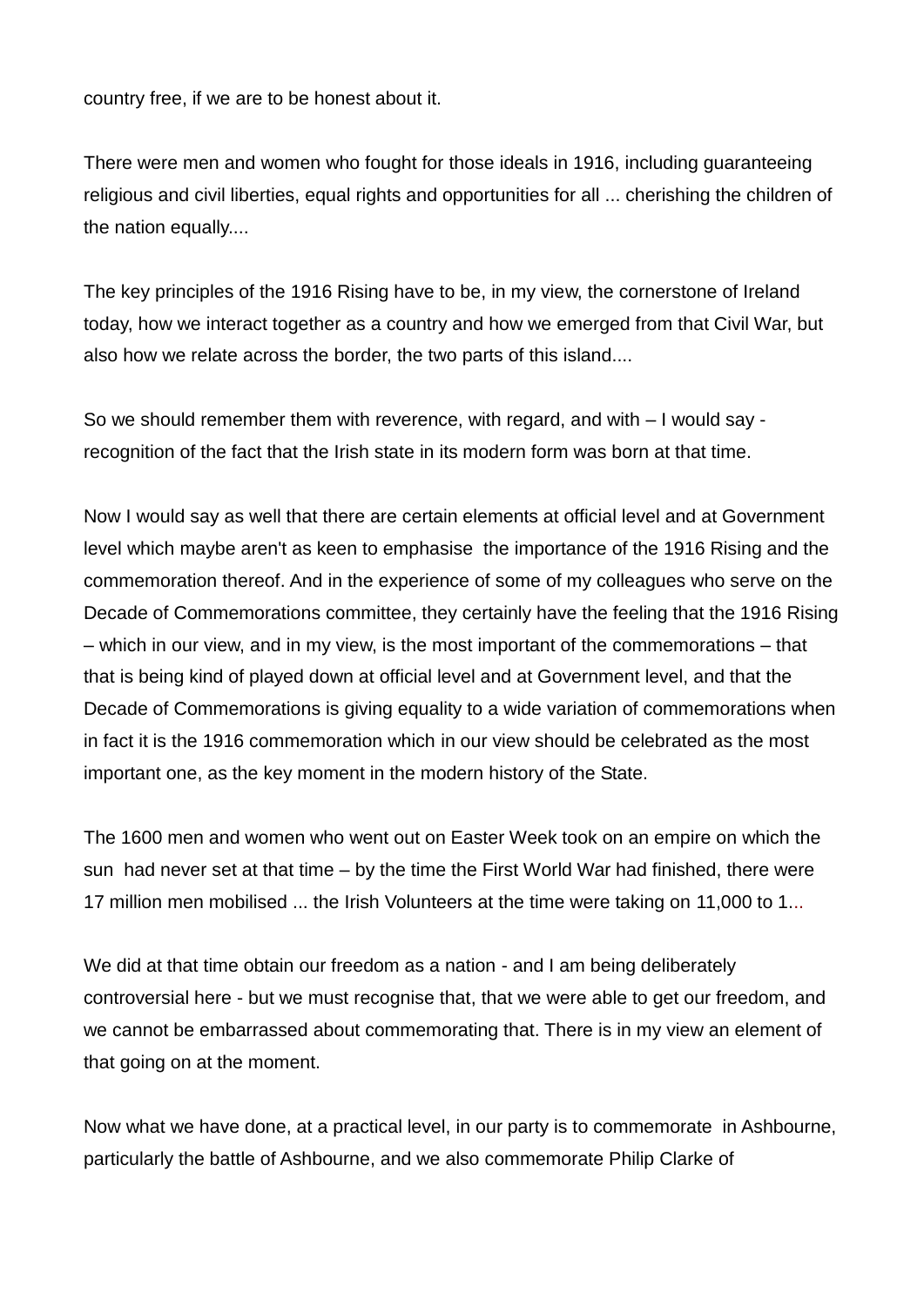country free, if we are to be honest about it.

There were men and women who fought for those ideals in 1916, including guaranteeing religious and civil liberties, equal rights and opportunities for all ... cherishing the children of the nation equally....

The key principles of the 1916 Rising have to be, in my view, the cornerstone of Ireland today, how we interact together as a country and how we emerged from that Civil War, but also how we relate across the border, the two parts of this island....

So we should remember them with reverence, with regard, and with – I would say - recognition of the fact that the Irish state in its modern form was born at that time.

Now I would say as well that there are certain elements at official level and at Government level which maybe aren't as keen to emphasise the importance of the 1916 Rising and the commemoration thereof. And in the experience of some of my colleagues who serve on the Decade of Commemorations committee, they certainly have the feeling that the 1916 Rising – which in our view, and in my view, is the most important of the commemorations – that that is being kind of played down at official level and at Government level, and that the Decade of Commemorations is giving equality to a wide variation of commemorations when in fact it is the 1916 commemoration which in our view should be celebrated as the most important one, as the key moment in the modern history of the State.

The 1600 men and women who went out on Easter Week took on an empire on which the sun had never set at that time – by the time the First World War had finished, there were 17 million men mobilised ... the Irish Volunteers at the time were taking on 11,000 to 1...

We did at that time obtain our freedom as a nation - and I am being deliberately controversial here - but we must recognise that, that we were able to get our freedom, and we cannot be embarrassed about commemorating that. There is in my view an element of that going on at the moment.

Now what we have done, at a practical level, in our party is to commemorate in Ashbourne, particularly the battle of Ashbourne, and we also commemorate Philip Clarke of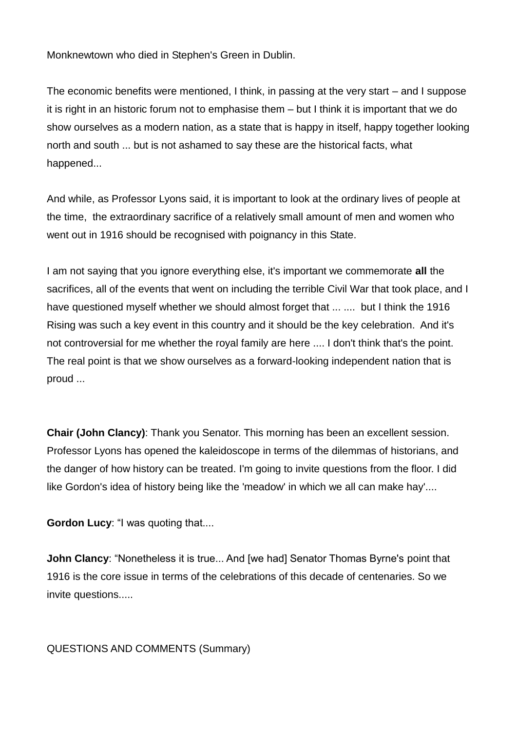Monknewtown who died in Stephen's Green in Dublin.

The economic benefits were mentioned, I think, in passing at the very start – and I suppose it is right in an historic forum not to emphasise them – but I think it is important that we do show ourselves as a modern nation, as a state that is happy in itself, happy together looking north and south ... but is not ashamed to say these are the historical facts, what happened...

And while, as Professor Lyons said, it is important to look at the ordinary lives of people at the time, the extraordinary sacrifice of a relatively small amount of men and women who went out in 1916 should be recognised with poignancy in this State.

I am not saying that you ignore everything else, it's important we commemorate **all** the sacrifices, all of the events that went on including the terrible Civil War that took place, and I have questioned myself whether we should almost forget that ... .... but I think the 1916 Rising was such a key event in this country and it should be the key celebration. And it's not controversial for me whether the royal family are here .... I don't think that's the point. The real point is that we show ourselves as a forward-looking independent nation that is proud ...

**Chair (John Clancy)**: Thank you Senator. This morning has been an excellent session. Professor Lyons has opened the kaleidoscope in terms of the dilemmas of historians, and the danger of how history can be treated. I'm going to invite questions from the floor. I did like Gordon's idea of history being like the 'meadow' in which we all can make hay'....

**Gordon Lucy**: "I was quoting that....

**John Clancy**: "Nonetheless it is true... And [we had] Senator Thomas Byrne's point that 1916 is the core issue in terms of the celebrations of this decade of centenaries. So we invite questions.....

QUESTIONS AND COMMENTS (Summary)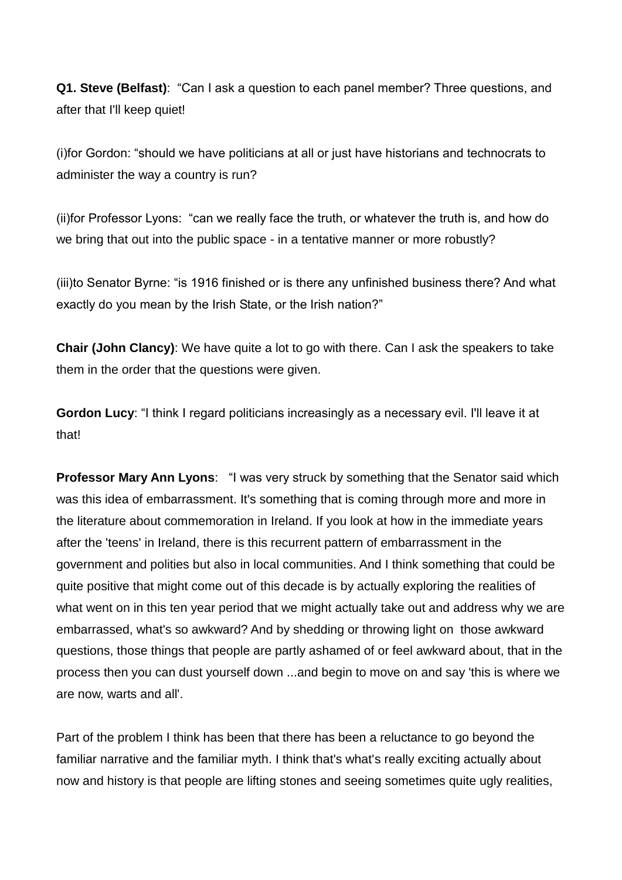**Q1. Steve (Belfast)**: "Can I ask a question to each panel member? Three questions, and after that I'll keep quiet!

(i)for Gordon: "should we have politicians at all or just have historians and technocrats to administer the way a country is run?

(ii)for Professor Lyons: "can we really face the truth, or whatever the truth is, and how do we bring that out into the public space - in a tentative manner or more robustly?

(iii)to Senator Byrne: "is 1916 finished or is there any unfinished business there? And what exactly do you mean by the Irish State, or the Irish nation?"

**Chair (John Clancy)**: We have quite a lot to go with there. Can I ask the speakers to take them in the order that the questions were given.

**Gordon Lucy**: "I think I regard politicians increasingly as a necessary evil. I'll leave it at that!

**Professor Mary Ann Lyons**: "I was very struck by something that the Senator said which was this idea of embarrassment. It's something that is coming through more and more in the literature about commemoration in Ireland. If you look at how in the immediate years after the 'teens' in Ireland, there is this recurrent pattern of embarrassment in the government and polities but also in local communities. And I think something that could be quite positive that might come out of this decade is by actually exploring the realities of what went on in this ten year period that we might actually take out and address why we are embarrassed, what's so awkward? And by shedding or throwing light on those awkward questions, those things that people are partly ashamed of or feel awkward about, that in the process then you can dust yourself down ...and begin to move on and say 'this is where we are now, warts and all'.

Part of the problem I think has been that there has been a reluctance to go beyond the familiar narrative and the familiar myth. I think that's what's really exciting actually about now and history is that people are lifting stones and seeing sometimes quite ugly realities,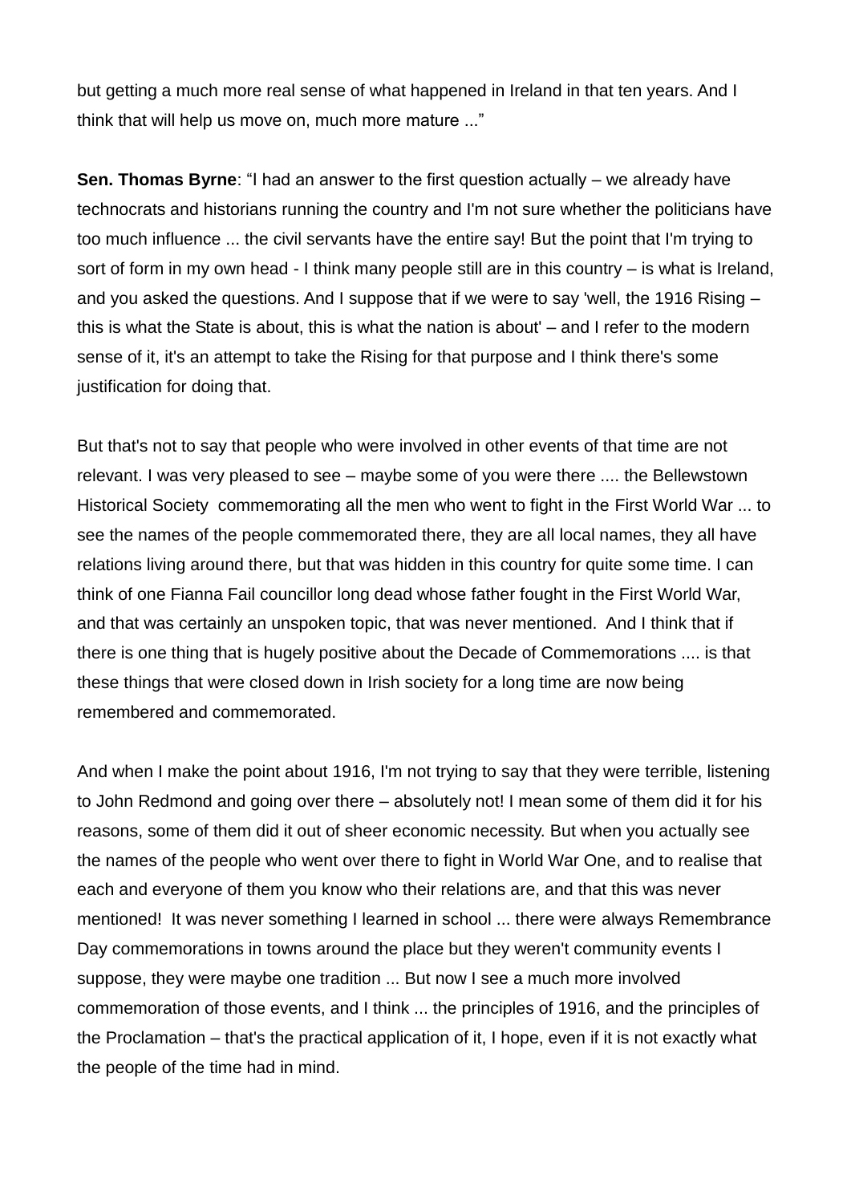but getting a much more real sense of what happened in Ireland in that ten years. And I think that will help us move on, much more mature ..."

**Sen. Thomas Byrne**: "I had an answer to the first question actually – we already have technocrats and historians running the country and I'm not sure whether the politicians have too much influence ... the civil servants have the entire say! But the point that I'm trying to sort of form in my own head - I think many people still are in this country – is what is Ireland, and you asked the questions. And I suppose that if we were to say 'well, the 1916 Rising – this is what the State is about, this is what the nation is about' – and I refer to the modern sense of it, it's an attempt to take the Rising for that purpose and I think there's some justification for doing that.

But that's not to say that people who were involved in other events of that time are not relevant. I was very pleased to see – maybe some of you were there .... the Bellewstown Historical Society commemorating all the men who went to fight in the First World War ... to see the names of the people commemorated there, they are all local names, they all have relations living around there, but that was hidden in this country for quite some time. I can think of one Fianna Fail councillor long dead whose father fought in the First World War, and that was certainly an unspoken topic, that was never mentioned. And I think that if there is one thing that is hugely positive about the Decade of Commemorations .... is that these things that were closed down in Irish society for a long time are now being remembered and commemorated.

And when I make the point about 1916, I'm not trying to say that they were terrible, listening to John Redmond and going over there – absolutely not! I mean some of them did it for his reasons, some of them did it out of sheer economic necessity. But when you actually see the names of the people who went over there to fight in World War One, and to realise that each and everyone of them you know who their relations are, and that this was never mentioned! It was never something I learned in school ... there were always Remembrance Day commemorations in towns around the place but they weren't community events I suppose, they were maybe one tradition ... But now I see a much more involved commemoration of those events, and I think ... the principles of 1916, and the principles of the Proclamation – that's the practical application of it, I hope, even if it is not exactly what the people of the time had in mind.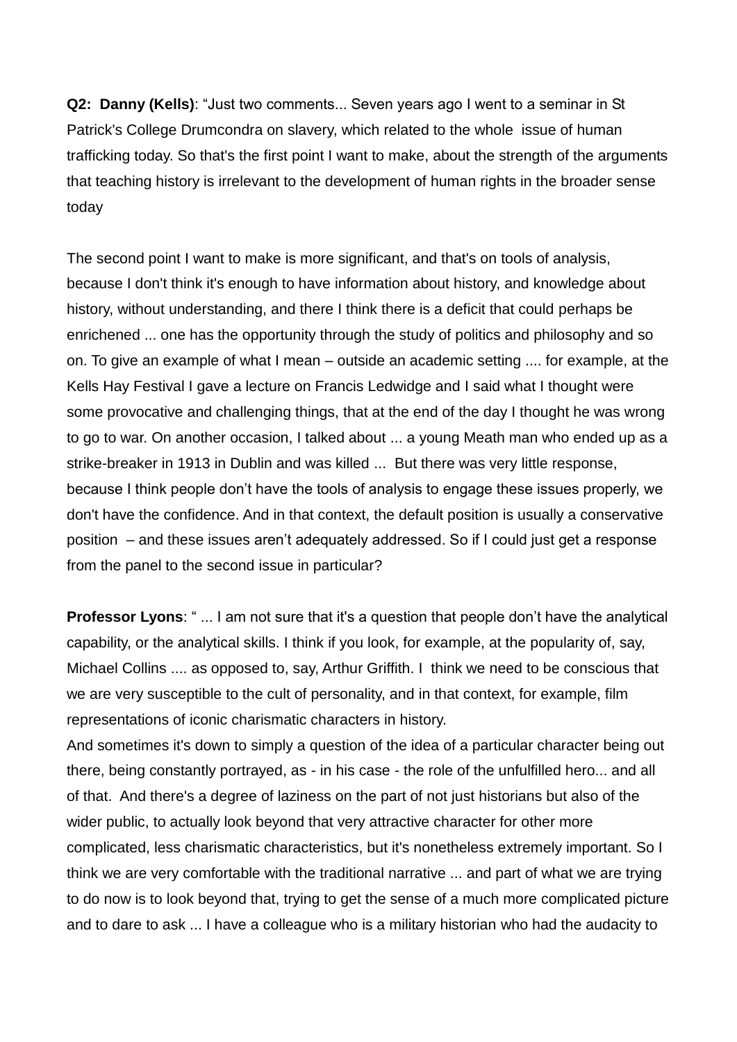**Q2: Danny (Kells)**: "Just two comments... Seven years ago I went to a seminar in St Patrick's College Drumcondra on slavery, which related to the whole issue of human trafficking today. So that's the first point I want to make, about the strength of the arguments that teaching history is irrelevant to the development of human rights in the broader sense today

The second point I want to make is more significant, and that's on tools of analysis, because I don't think it's enough to have information about history, and knowledge about history, without understanding, and there I think there is a deficit that could perhaps be enrichened ... one has the opportunity through the study of politics and philosophy and so on. To give an example of what I mean – outside an academic setting .... for example, at the Kells Hay Festival I gave a lecture on Francis Ledwidge and I said what I thought were some provocative and challenging things, that at the end of the day I thought he was wrong to go to war. On another occasion, I talked about ... a young Meath man who ended up as a strike-breaker in 1913 in Dublin and was killed ... But there was very little response, because I think people don't have the tools of analysis to engage these issues properly, we don't have the confidence. And in that context, the default position is usually a conservative position – and these issues aren't adequately addressed. So if I could just get a response from the panel to the second issue in particular?

**Professor Lyons**: " ... I am not sure that it's a question that people don't have the analytical capability, or the analytical skills. I think if you look, for example, at the popularity of, say, Michael Collins .... as opposed to, say, Arthur Griffith. I think we need to be conscious that we are very susceptible to the cult of personality, and in that context, for example, film representations of iconic charismatic characters in history.
And sometimes it's down to simply a question of the idea of a particular character being out there, being constantly portrayed, as - in his case - the role of the unfulfilled hero... and all of that. And there's a degree of laziness on the part of not just historians but also of the wider public, to actually look beyond that very attractive character for other more complicated, less charismatic characteristics, but it's nonetheless extremely important. So I think we are very comfortable with the traditional narrative ... and part of what we are trying to do now is to look beyond that, trying to get the sense of a much more complicated picture and to dare to ask ... I have a colleague who is a military historian who had the audacity to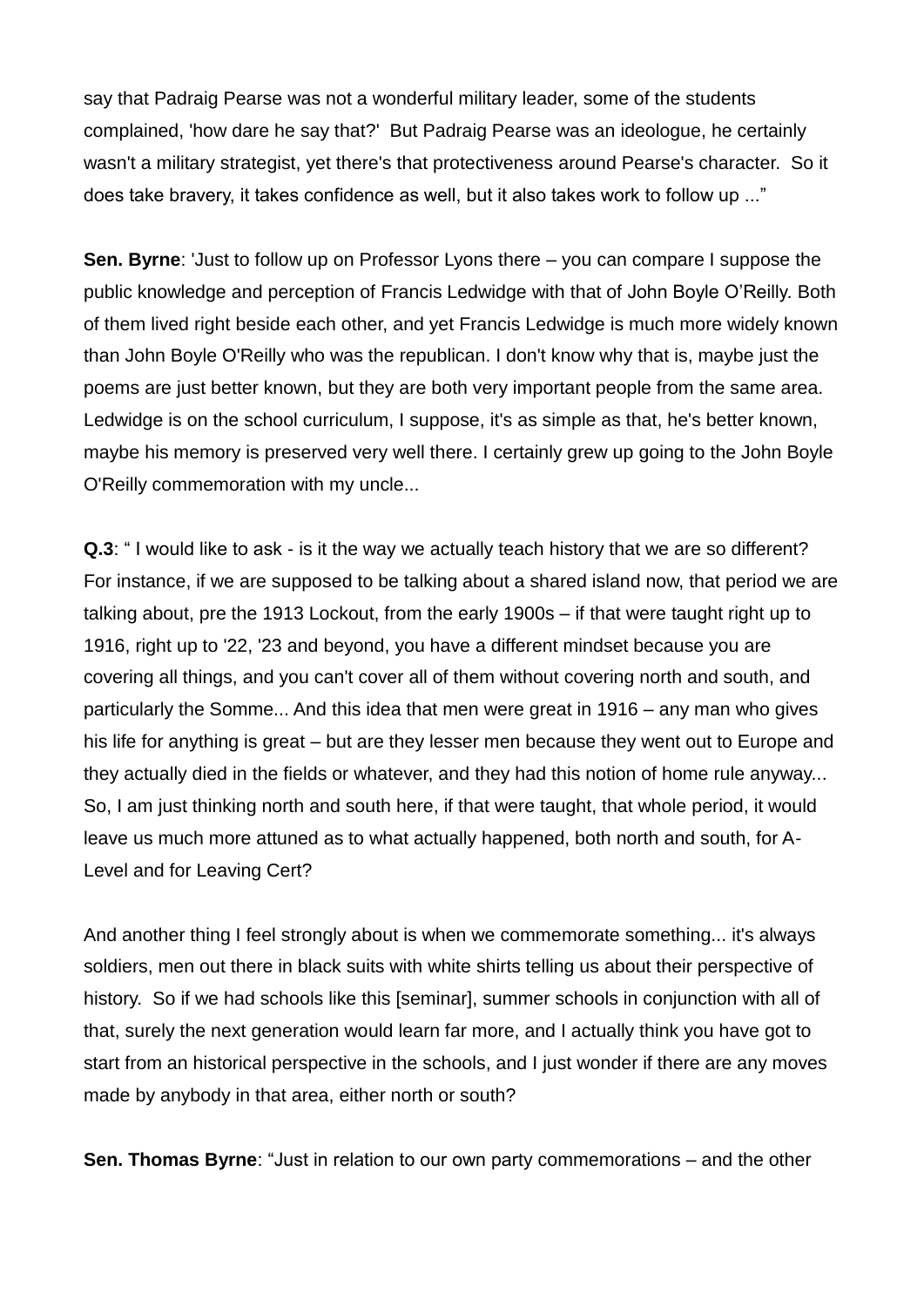say that Padraig Pearse was not a wonderful military leader, some of the students complained, 'how dare he say that?' But Padraig Pearse was an ideologue, he certainly wasn't a military strategist, yet there's that protectiveness around Pearse's character. So it does take bravery, it takes confidence as well, but it also takes work to follow up ..."

**Sen. Byrne**: 'Just to follow up on Professor Lyons there – you can compare I suppose the public knowledge and perception of Francis Ledwidge with that of John Boyle O'Reilly. Both of them lived right beside each other, and yet Francis Ledwidge is much more widely known than John Boyle O'Reilly who was the republican. I don't know why that is, maybe just the poems are just better known, but they are both very important people from the same area. Ledwidge is on the school curriculum, I suppose, it's as simple as that, he's better known, maybe his memory is preserved very well there. I certainly grew up going to the John Boyle O'Reilly commemoration with my uncle...

**Q.3**: " I would like to ask - is it the way we actually teach history that we are so different? For instance, if we are supposed to be talking about a shared island now, that period we are talking about, pre the 1913 Lockout, from the early 1900s – if that were taught right up to 1916, right up to '22, '23 and beyond, you have a different mindset because you are covering all things, and you can't cover all of them without covering north and south, and particularly the Somme... And this idea that men were great in 1916 – any man who gives his life for anything is great – but are they lesser men because they went out to Europe and they actually died in the fields or whatever, and they had this notion of home rule anyway... So, I am just thinking north and south here, if that were taught, that whole period, it would leave us much more attuned as to what actually happened, both north and south, for A-Level and for Leaving Cert?

And another thing I feel strongly about is when we commemorate something... it's always soldiers, men out there in black suits with white shirts telling us about their perspective of history. So if we had schools like this [seminar], summer schools in conjunction with all of that, surely the next generation would learn far more, and I actually think you have got to start from an historical perspective in the schools, and I just wonder if there are any moves made by anybody in that area, either north or south?

**Sen. Thomas Byrne**: "Just in relation to our own party commemorations – and the other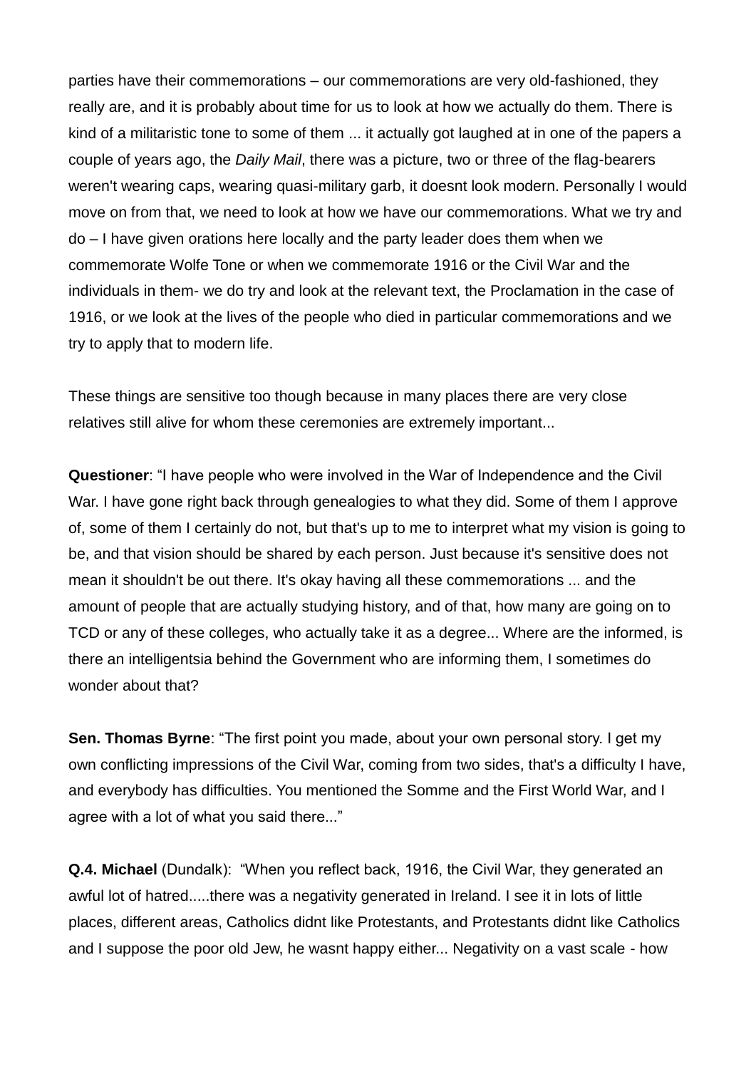parties have their commemorations – our commemorations are very old-fashioned, they really are, and it is probably about time for us to look at how we actually do them. There is kind of a militaristic tone to some of them ... it actually got laughed at in one of the papers a couple of years ago, the *Daily Mail*, there was a picture, two or three of the flag-bearers weren't wearing caps, wearing quasi-military garb, it doesnt look modern. Personally I would move on from that, we need to look at how we have our commemorations. What we try and do – I have given orations here locally and the party leader does them when we commemorate Wolfe Tone or when we commemorate 1916 or the Civil War and the individuals in them- we do try and look at the relevant text, the Proclamation in the case of 1916, or we look at the lives of the people who died in particular commemorations and we try to apply that to modern life.

These things are sensitive too though because in many places there are very close relatives still alive for whom these ceremonies are extremely important...

**Questioner**: "I have people who were involved in the War of Independence and the Civil War. I have gone right back through genealogies to what they did. Some of them I approve of, some of them I certainly do not, but that's up to me to interpret what my vision is going to be, and that vision should be shared by each person. Just because it's sensitive does not mean it shouldn't be out there. It's okay having all these commemorations ... and the amount of people that are actually studying history, and of that, how many are going on to TCD or any of these colleges, who actually take it as a degree... Where are the informed, is there an intelligentsia behind the Government who are informing them, I sometimes do wonder about that?

**Sen. Thomas Byrne**: "The first point you made, about your own personal story. I get my own conflicting impressions of the Civil War, coming from two sides, that's a difficulty I have, and everybody has difficulties. You mentioned the Somme and the First World War, and I agree with a lot of what you said there..."

**Q.4. Michael** (Dundalk): "When you reflect back, 1916, the Civil War, they generated an awful lot of hatred.....there was a negativity generated in Ireland. I see it in lots of little places, different areas, Catholics didnt like Protestants, and Protestants didnt like Catholics and I suppose the poor old Jew, he wasnt happy either... Negativity on a vast scale - how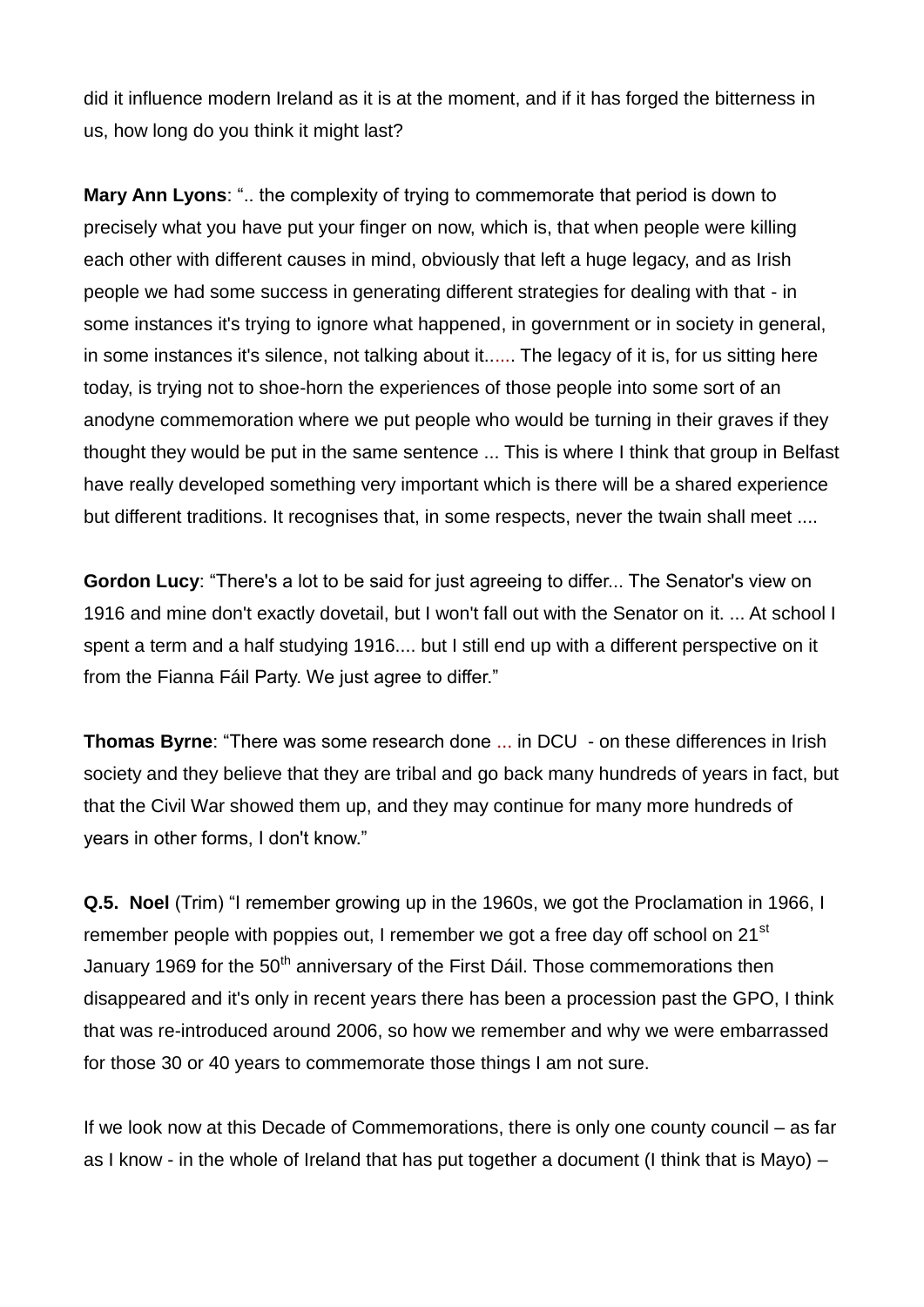did it influence modern Ireland as it is at the moment, and if it has forged the bitterness in us, how long do you think it might last?

**Mary Ann Lyons**: ".. the complexity of trying to commemorate that period is down to precisely what you have put your finger on now, which is, that when people were killing each other with different causes in mind, obviously that left a huge legacy, and as Irish people we had some success in generating different strategies for dealing with that - in some instances it's trying to ignore what happened, in government or in society in general, in some instances it's silence, not talking about it...... The legacy of it is, for us sitting here today, is trying not to shoe-horn the experiences of those people into some sort of an anodyne commemoration where we put people who would be turning in their graves if they thought they would be put in the same sentence ... This is where I think that group in Belfast have really developed something very important which is there will be a shared experience but different traditions. It recognises that, in some respects, never the twain shall meet ....

**Gordon Lucy**: "There's a lot to be said for just agreeing to differ... The Senator's view on 1916 and mine don't exactly dovetail, but I won't fall out with the Senator on it. ... At school I spent a term and a half studying 1916.... but I still end up with a different perspective on it from the Fianna Fáil Party. We just agree to differ."

**Thomas Byrne**: "There was some research done ... in DCU - on these differences in Irish society and they believe that they are tribal and go back many hundreds of years in fact, but that the Civil War showed them up, and they may continue for many more hundreds of years in other forms, I don't know."

**Q.5. Noel** (Trim) "I remember growing up in the 1960s, we got the Proclamation in 1966, I remember people with poppies out, I remember we got a free day off school on 21st January 1969 for the 50th anniversary of the First Dáil. Those commemorations then disappeared and it's only in recent years there has been a procession past the GPO, I think that was re-introduced around 2006, so how we remember and why we were embarrassed for those 30 or 40 years to commemorate those things I am not sure.

If we look now at this Decade of Commemorations, there is only one county council – as far as I know - in the whole of Ireland that has put together a document (I think that is Mayo) –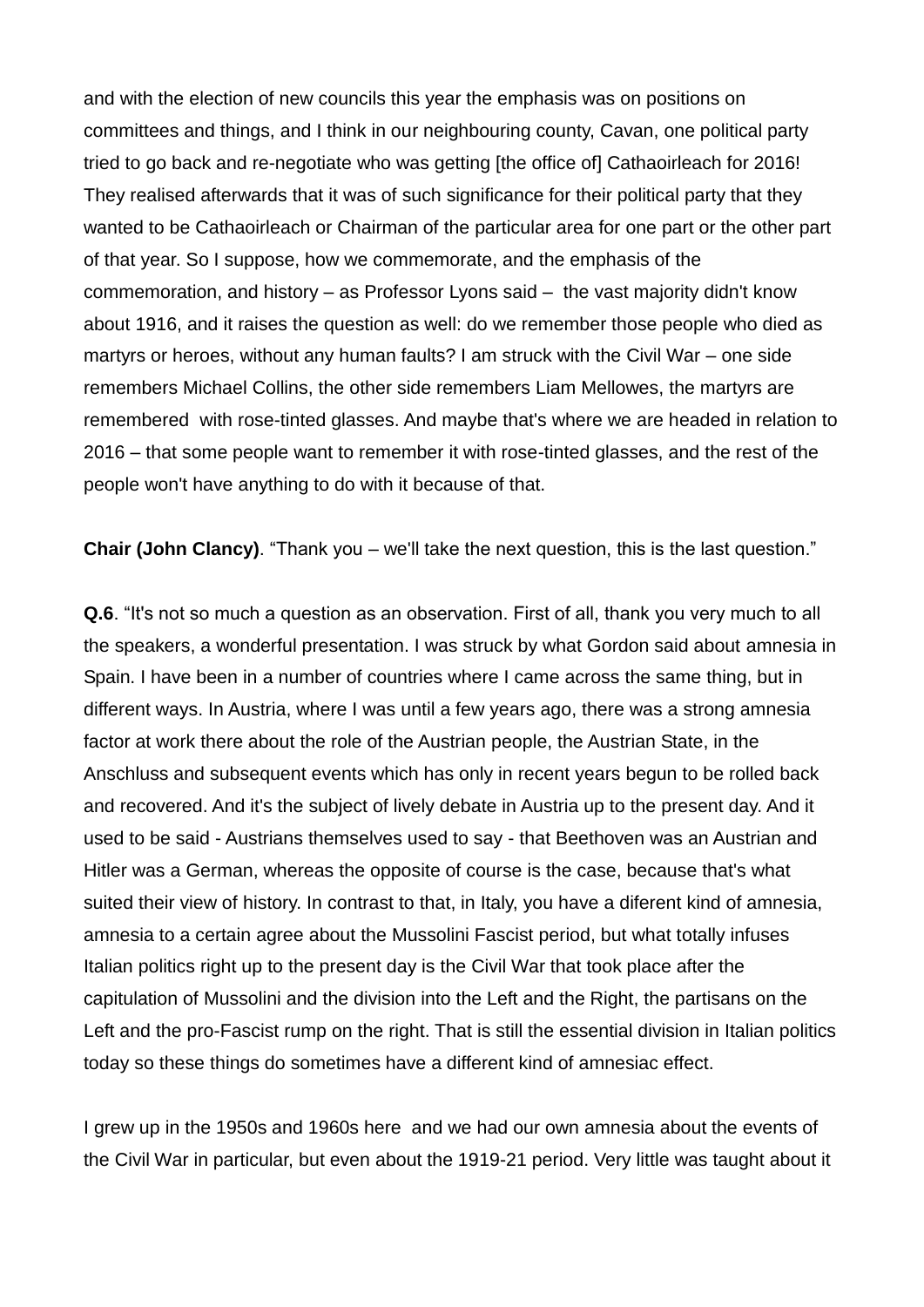and with the election of new councils this year the emphasis was on positions on committees and things, and I think in our neighbouring county, Cavan, one political party tried to go back and re-negotiate who was getting [the office of] Cathaoirleach for 2016! They realised afterwards that it was of such significance for their political party that they wanted to be Cathaoirleach or Chairman of the particular area for one part or the other part of that year. So I suppose, how we commemorate, and the emphasis of the commemoration, and history – as Professor Lyons said – the vast majority didn't know about 1916, and it raises the question as well: do we remember those people who died as martyrs or heroes, without any human faults? I am struck with the Civil War – one side remembers Michael Collins, the other side remembers Liam Mellowes, the martyrs are remembered with rose-tinted glasses. And maybe that's where we are headed in relation to 2016 – that some people want to remember it with rose-tinted glasses, and the rest of the people won't have anything to do with it because of that.

**Chair (John Clancy)**. "Thank you – we'll take the next question, this is the last question."

**Q.6**. "It's not so much a question as an observation. First of all, thank you very much to all the speakers, a wonderful presentation. I was struck by what Gordon said about amnesia in Spain. I have been in a number of countries where I came across the same thing, but in different ways. In Austria, where I was until a few years ago, there was a strong amnesia factor at work there about the role of the Austrian people, the Austrian State, in the Anschluss and subsequent events which has only in recent years begun to be rolled back and recovered. And it's the subject of lively debate in Austria up to the present day. And it used to be said - Austrians themselves used to say - that Beethoven was an Austrian and Hitler was a German, whereas the opposite of course is the case, because that's what suited their view of history. In contrast to that, in Italy, you have a diferent kind of amnesia, amnesia to a certain agree about the Mussolini Fascist period, but what totally infuses Italian politics right up to the present day is the Civil War that took place after the capitulation of Mussolini and the division into the Left and the Right, the partisans on the Left and the pro-Fascist rump on the right. That is still the essential division in Italian politics today so these things do sometimes have a different kind of amnesiac effect.

I grew up in the 1950s and 1960s here and we had our own amnesia about the events of the Civil War in particular, but even about the 1919-21 period. Very little was taught about it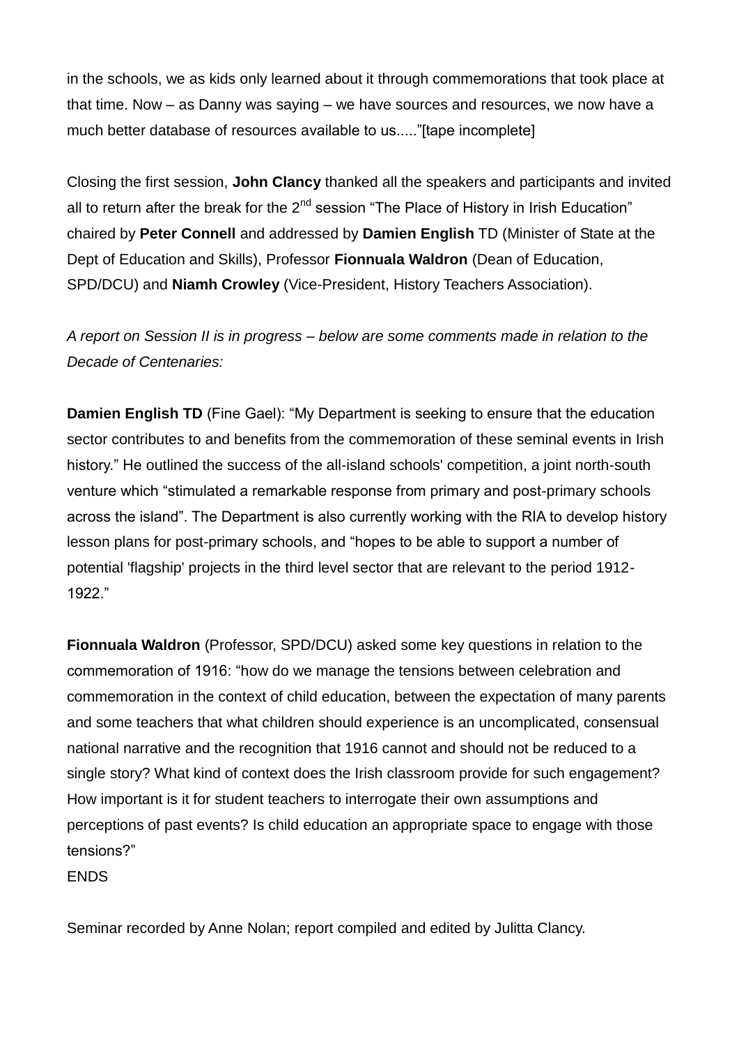in the schools, we as kids only learned about it through commemorations that took place at that time. Now – as Danny was saying – we have sources and resources, we now have a much better database of resources available to us....."[tape incomplete]

Closing the first session, **John Clancy** thanked all the speakers and participants and invited all to return after the break for the 2nd session "The Place of History in Irish Education" chaired by **Peter Connell** and addressed by **Damien English** TD (Minister of State at the Dept of Education and Skills), Professor **Fionnuala Waldron** (Dean of Education, SPD/DCU) and **Niamh Crowley** (Vice-President, History Teachers Association).

*A report on Session II is in progress – below are some comments made in relation to the Decade of Centenaries:*

**Damien English TD** (Fine Gael): "My Department is seeking to ensure that the education sector contributes to and benefits from the commemoration of these seminal events in Irish history." He outlined the success of the all-island schools' competition, a joint north-south venture which "stimulated a remarkable response from primary and post-primary schools across the island". The Department is also currently working with the RIA to develop history lesson plans for post-primary schools, and "hopes to be able to support a number of potential 'flagship' projects in the third level sector that are relevant to the period 1912-1922."

**Fionnuala Waldron** (Professor, SPD/DCU) asked some key questions in relation to the commemoration of 1916: "how do we manage the tensions between celebration and commemoration in the context of child education, between the expectation of many parents and some teachers that what children should experience is an uncomplicated, consensual national narrative and the recognition that 1916 cannot and should not be reduced to a single story? What kind of context does the Irish classroom provide for such engagement? How important is it for student teachers to interrogate their own assumptions and perceptions of past events? Is child education an appropriate space to engage with those tensions?"

ENDS

Seminar recorded by Anne Nolan; report compiled and edited by Julitta Clancy.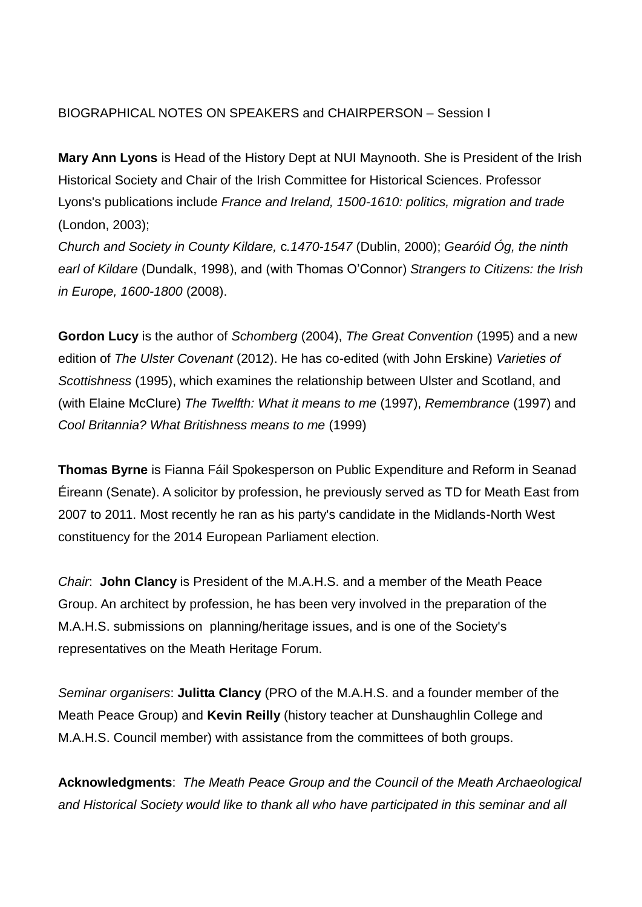BIOGRAPHICAL NOTES ON SPEAKERS and CHAIRPERSON – Session I

**Mary Ann Lyons** is Head of the History Dept at NUI Maynooth. She is President of the Irish Historical Society and Chair of the Irish Committee for Historical Sciences. Professor Lyons's publications include *France and Ireland, 1500-1610: politics, migration and trade* (London, 2003);
*Church and Society in County Kildare,* c*.1470-1547* (Dublin, 2000); *Gearóid Óg, the ninth earl of Kildare* (Dundalk, 1998), and (with Thomas O'Connor) *Strangers to Citizens: the Irish in Europe, 1600-1800* (2008).

**Gordon Lucy** is the author of *Schomberg* (2004), *The Great Convention* (1995) and a new edition of *The Ulster Covenant* (2012). He has co-edited (with John Erskine) *Varieties of Scottishness* (1995), which examines the relationship between Ulster and Scotland, and (with Elaine McClure) *The Twelfth: What it means to me* (1997), *Remembrance* (1997) and *Cool Britannia? What Britishness means to me* (1999)

**Thomas Byrne** is Fianna Fáil Spokesperson on Public Expenditure and Reform in Seanad Éireann (Senate). A solicitor by profession, he previously served as TD for Meath East from 2007 to 2011. Most recently he ran as his party's candidate in the Midlands-North West constituency for the 2014 European Parliament election.

*Chair*: **John Clancy** is President of the M.A.H.S. and a member of the Meath Peace Group. An architect by profession, he has been very involved in the preparation of the M.A.H.S. submissions on planning/heritage issues, and is one of the Society's representatives on the Meath Heritage Forum.

*Seminar organisers*: **Julitta Clancy** (PRO of the M.A.H.S. and a founder member of the Meath Peace Group) and **Kevin Reilly** (history teacher at Dunshaughlin College and M.A.H.S. Council member) with assistance from the committees of both groups.

**Acknowledgments**: *The Meath Peace Group and the Council of the Meath Archaeological and Historical Society would like to thank all who have participated in this seminar and all*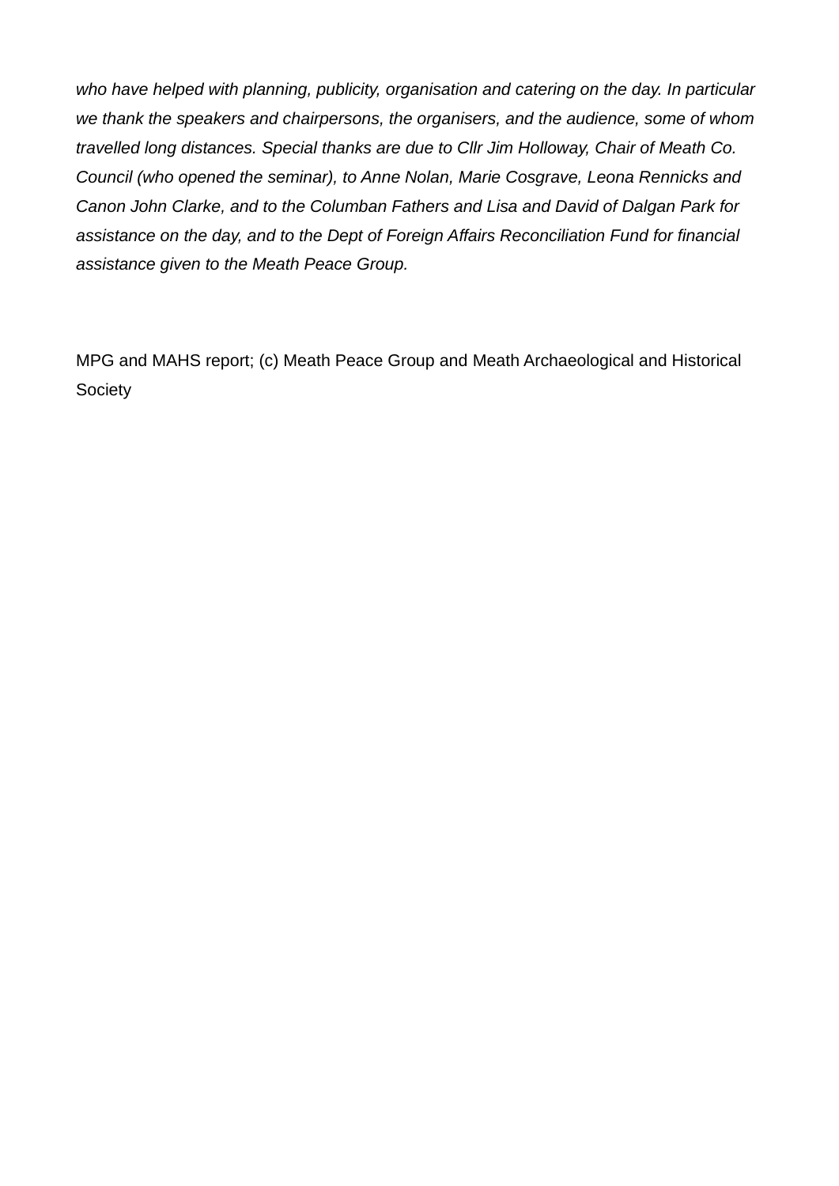*who have helped with planning, publicity, organisation and catering on the day. In particular we thank the speakers and chairpersons, the organisers, and the audience, some of whom travelled long distances. Special thanks are due to Cllr Jim Holloway, Chair of Meath Co. Council (who opened the seminar), to Anne Nolan, Marie Cosgrave, Leona Rennicks and Canon John Clarke, and to the Columban Fathers and Lisa and David of Dalgan Park for assistance on the day, and to the Dept of Foreign Affairs Reconciliation Fund for financial assistance given to the Meath Peace Group.*

MPG and MAHS report; (c) Meath Peace Group and Meath Archaeological and Historical Society